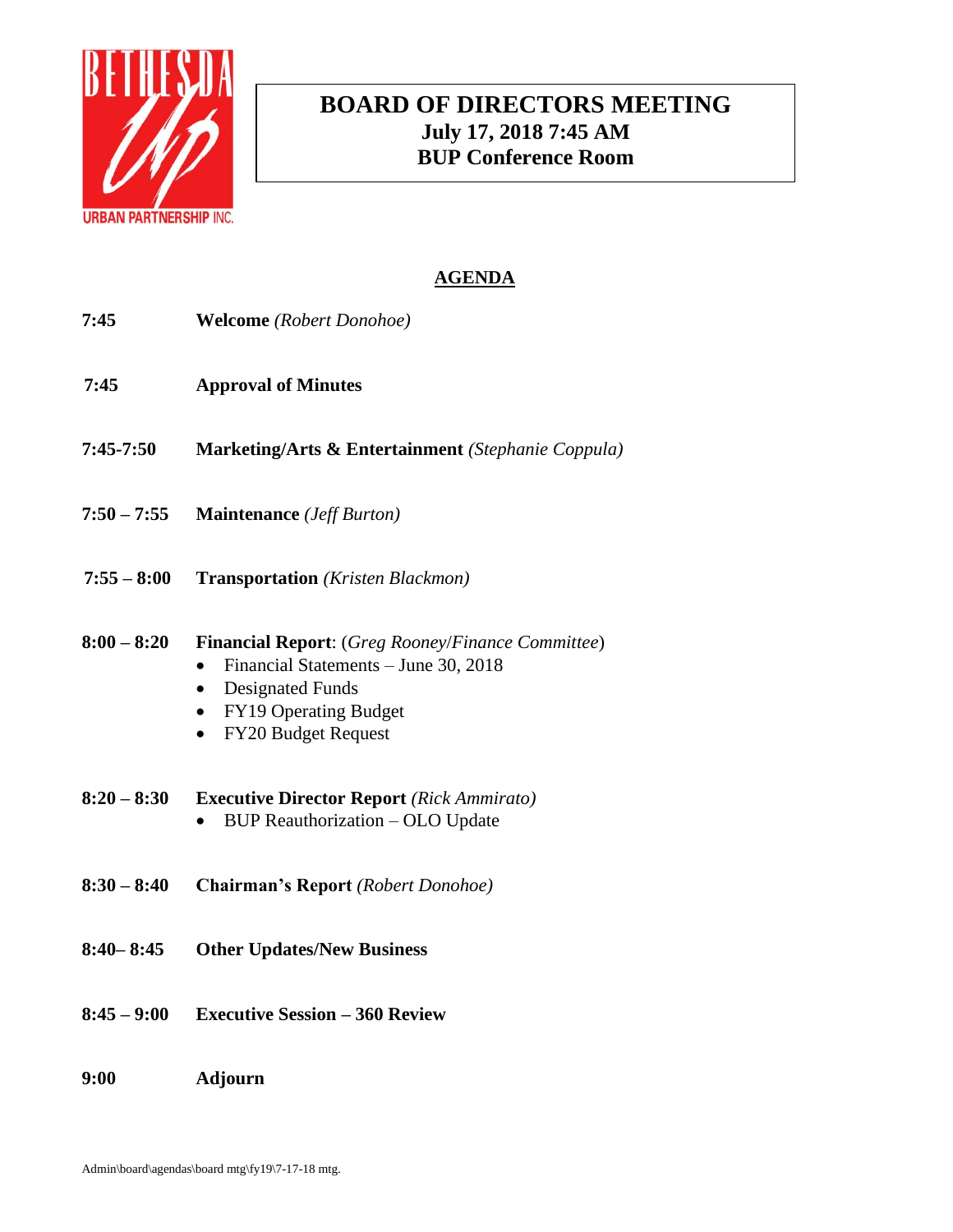BETHESDA Up URBAN PARTNERSHIP INC.

# BOARD OF DIRECTORS MEETING
**July 17, 2018 7:45 AM**
**BUP Conference Room**

## AGENDA

**7:45** **Welcome** *(Robert Donohoe)*

**7:45** **Approval of Minutes**

**7:45-7:50** **Marketing/Arts & Entertainment** *(Stephanie Coppula)*

**7:50 – 7:55** **Maintenance** *(Jeff Burton)*

**7:55 – 8:00** **Transportation** *(Kristen Blackmon)*

**8:00 – 8:20** **Financial Report**: (*Greg Rooney/Finance Committee*)
- Financial Statements – June 30, 2018
- Designated Funds
- FY19 Operating Budget
- FY20 Budget Request

**8:20 – 8:30** **Executive Director Report** *(Rick Ammirato)*
- BUP Reauthorization – OLO Update

**8:30 – 8:40** **Chairman's Report** *(Robert Donohoe)*

**8:40– 8:45** **Other Updates/New Business**

**8:45 – 9:00** **Executive Session – 360 Review**

**9:00** **Adjourn**

Admin\board\agendas\board mtg\fy19\7-17-18 mtg.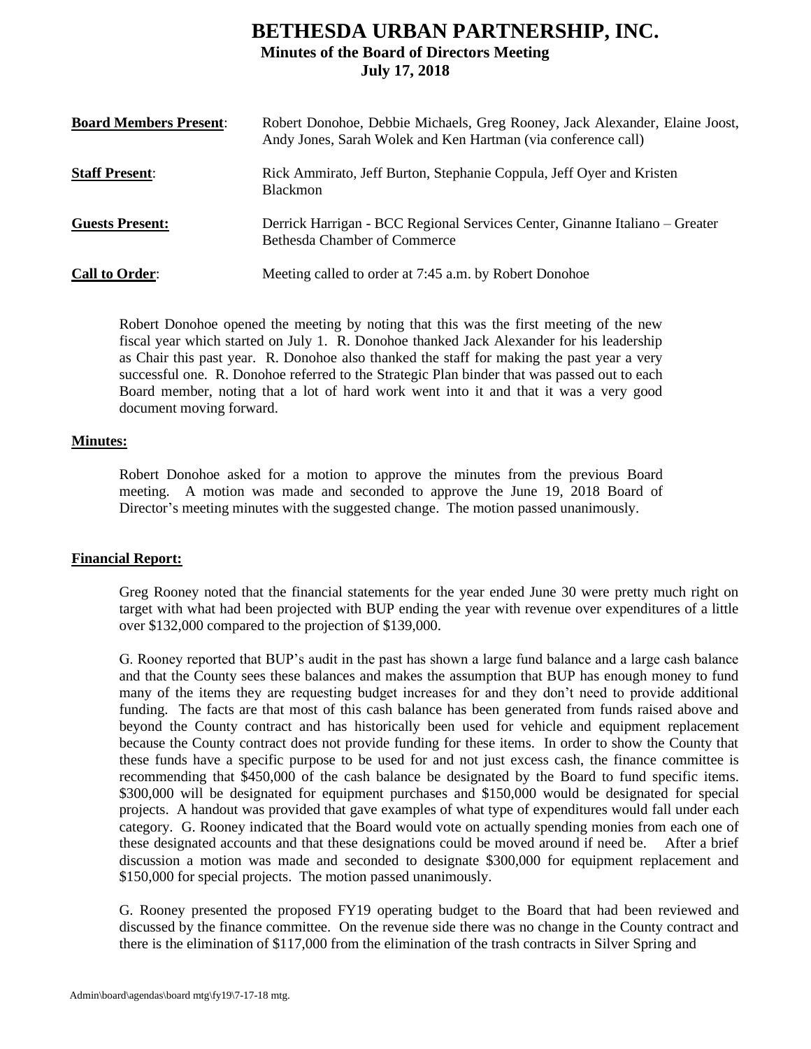# BETHESDA URBAN PARTNERSHIP, INC.

**Minutes of the Board of Directors Meeting**

**July 17, 2018**

| | |
|---|---|
| **Board Members Present**: | Robert Donohoe, Debbie Michaels, Greg Rooney, Jack Alexander, Elaine Joost, Andy Jones, Sarah Wolek and Ken Hartman (via conference call) |
| **Staff Present**: | Rick Ammirato, Jeff Burton, Stephanie Coppula, Jeff Oyer and Kristen Blackmon |
| **Guests Present:** | Derrick Harrigan - BCC Regional Services Center, Ginanne Italiano – Greater Bethesda Chamber of Commerce |
| **Call to Order**: | Meeting called to order at 7:45 a.m. by Robert Donohoe |

Robert Donohoe opened the meeting by noting that this was the first meeting of the new fiscal year which started on July 1. R. Donohoe thanked Jack Alexander for his leadership as Chair this past year. R. Donohoe also thanked the staff for making the past year a very successful one. R. Donohoe referred to the Strategic Plan binder that was passed out to each Board member, noting that a lot of hard work went into it and that it was a very good document moving forward.

**Minutes:**

Robert Donohoe asked for a motion to approve the minutes from the previous Board meeting. A motion was made and seconded to approve the June 19, 2018 Board of Director's meeting minutes with the suggested change. The motion passed unanimously.

**Financial Report:**

Greg Rooney noted that the financial statements for the year ended June 30 were pretty much right on target with what had been projected with BUP ending the year with revenue over expenditures of a little over $132,000 compared to the projection of $139,000.

G. Rooney reported that BUP's audit in the past has shown a large fund balance and a large cash balance and that the County sees these balances and makes the assumption that BUP has enough money to fund many of the items they are requesting budget increases for and they don't need to provide additional funding. The facts are that most of this cash balance has been generated from funds raised above and beyond the County contract and has historically been used for vehicle and equipment replacement because the County contract does not provide funding for these items. In order to show the County that these funds have a specific purpose to be used for and not just excess cash, the finance committee is recommending that $450,000 of the cash balance be designated by the Board to fund specific items. $300,000 will be designated for equipment purchases and $150,000 would be designated for special projects. A handout was provided that gave examples of what type of expenditures would fall under each category. G. Rooney indicated that the Board would vote on actually spending monies from each one of these designated accounts and that these designations could be moved around if need be. After a brief discussion a motion was made and seconded to designate $300,000 for equipment replacement and $150,000 for special projects. The motion passed unanimously.

G. Rooney presented the proposed FY19 operating budget to the Board that had been reviewed and discussed by the finance committee. On the revenue side there was no change in the County contract and there is the elimination of $117,000 from the elimination of the trash contracts in Silver Spring and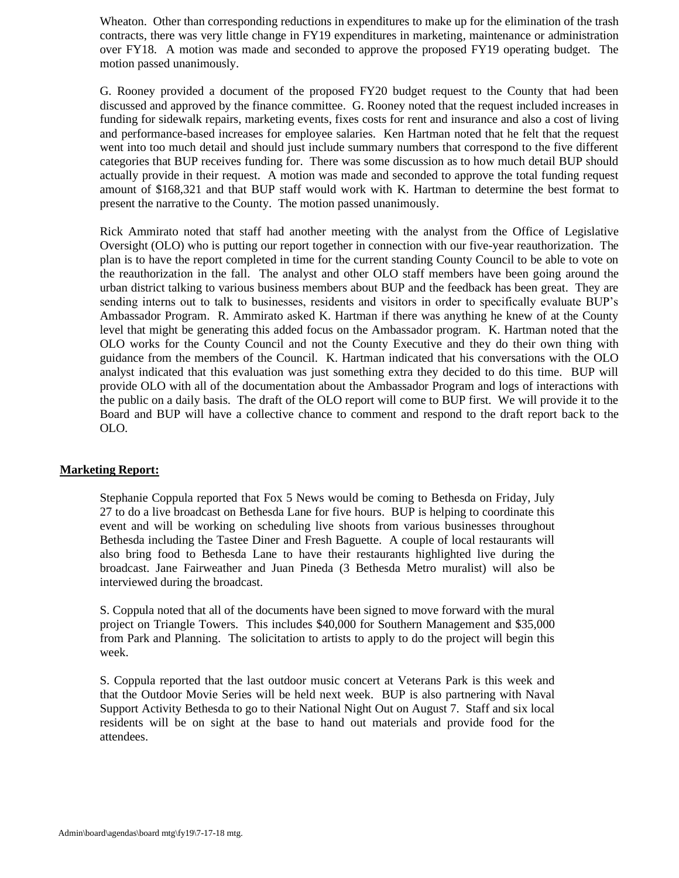Wheaton. Other than corresponding reductions in expenditures to make up for the elimination of the trash contracts, there was very little change in FY19 expenditures in marketing, maintenance or administration over FY18. A motion was made and seconded to approve the proposed FY19 operating budget. The motion passed unanimously.

G. Rooney provided a document of the proposed FY20 budget request to the County that had been discussed and approved by the finance committee. G. Rooney noted that the request included increases in funding for sidewalk repairs, marketing events, fixes costs for rent and insurance and also a cost of living and performance-based increases for employee salaries. Ken Hartman noted that he felt that the request went into too much detail and should just include summary numbers that correspond to the five different categories that BUP receives funding for. There was some discussion as to how much detail BUP should actually provide in their request. A motion was made and seconded to approve the total funding request amount of $168,321 and that BUP staff would work with K. Hartman to determine the best format to present the narrative to the County. The motion passed unanimously.

Rick Ammirato noted that staff had another meeting with the analyst from the Office of Legislative Oversight (OLO) who is putting our report together in connection with our five-year reauthorization. The plan is to have the report completed in time for the current standing County Council to be able to vote on the reauthorization in the fall. The analyst and other OLO staff members have been going around the urban district talking to various business members about BUP and the feedback has been great. They are sending interns out to talk to businesses, residents and visitors in order to specifically evaluate BUP's Ambassador Program. R. Ammirato asked K. Hartman if there was anything he knew of at the County level that might be generating this added focus on the Ambassador program. K. Hartman noted that the OLO works for the County Council and not the County Executive and they do their own thing with guidance from the members of the Council. K. Hartman indicated that his conversations with the OLO analyst indicated that this evaluation was just something extra they decided to do this time. BUP will provide OLO with all of the documentation about the Ambassador Program and logs of interactions with the public on a daily basis. The draft of the OLO report will come to BUP first. We will provide it to the Board and BUP will have a collective chance to comment and respond to the draft report back to the OLO.

**Marketing Report:**

Stephanie Coppula reported that Fox 5 News would be coming to Bethesda on Friday, July 27 to do a live broadcast on Bethesda Lane for five hours. BUP is helping to coordinate this event and will be working on scheduling live shoots from various businesses throughout Bethesda including the Tastee Diner and Fresh Baguette. A couple of local restaurants will also bring food to Bethesda Lane to have their restaurants highlighted live during the broadcast. Jane Fairweather and Juan Pineda (3 Bethesda Metro muralist) will also be interviewed during the broadcast.

S. Coppula noted that all of the documents have been signed to move forward with the mural project on Triangle Towers. This includes $40,000 for Southern Management and $35,000 from Park and Planning. The solicitation to artists to apply to do the project will begin this week.

S. Coppula reported that the last outdoor music concert at Veterans Park is this week and that the Outdoor Movie Series will be held next week. BUP is also partnering with Naval Support Activity Bethesda to go to their National Night Out on August 7. Staff and six local residents will be on sight at the base to hand out materials and provide food for the attendees.

Admin\board\agendas\board mtg\fy19\7-17-18 mtg.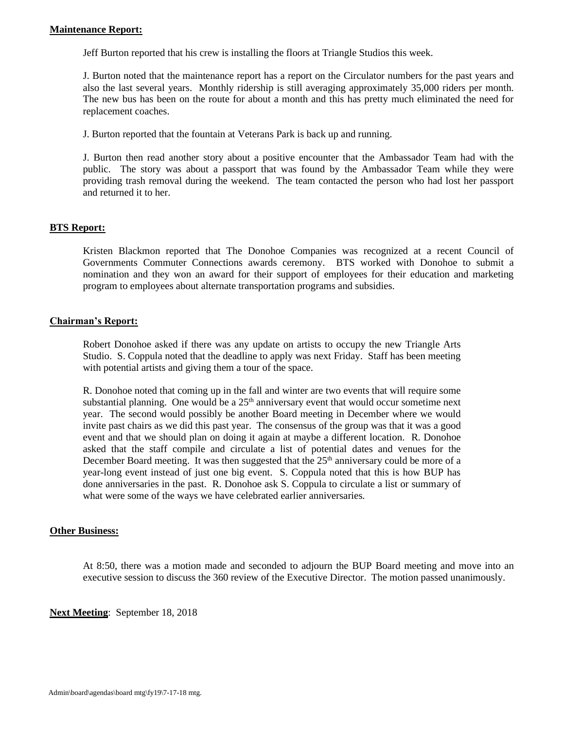**Maintenance Report:**

Jeff Burton reported that his crew is installing the floors at Triangle Studios this week.

J. Burton noted that the maintenance report has a report on the Circulator numbers for the past years and also the last several years. Monthly ridership is still averaging approximately 35,000 riders per month. The new bus has been on the route for about a month and this has pretty much eliminated the need for replacement coaches.

J. Burton reported that the fountain at Veterans Park is back up and running.

J. Burton then read another story about a positive encounter that the Ambassador Team had with the public. The story was about a passport that was found by the Ambassador Team while they were providing trash removal during the weekend. The team contacted the person who had lost her passport and returned it to her.

**BTS Report:**

Kristen Blackmon reported that The Donohoe Companies was recognized at a recent Council of Governments Commuter Connections awards ceremony. BTS worked with Donohoe to submit a nomination and they won an award for their support of employees for their education and marketing program to employees about alternate transportation programs and subsidies.

**Chairman's Report:**

Robert Donohoe asked if there was any update on artists to occupy the new Triangle Arts Studio. S. Coppula noted that the deadline to apply was next Friday. Staff has been meeting with potential artists and giving them a tour of the space.

R. Donohoe noted that coming up in the fall and winter are two events that will require some substantial planning. One would be a 25th anniversary event that would occur sometime next year. The second would possibly be another Board meeting in December where we would invite past chairs as we did this past year. The consensus of the group was that it was a good event and that we should plan on doing it again at maybe a different location. R. Donohoe asked that the staff compile and circulate a list of potential dates and venues for the December Board meeting. It was then suggested that the 25th anniversary could be more of a year-long event instead of just one big event. S. Coppula noted that this is how BUP has done anniversaries in the past. R. Donohoe ask S. Coppula to circulate a list or summary of what were some of the ways we have celebrated earlier anniversaries.

**Other Business:**

At 8:50, there was a motion made and seconded to adjourn the BUP Board meeting and move into an executive session to discuss the 360 review of the Executive Director. The motion passed unanimously.

**Next Meeting**: September 18, 2018

Admin\board\agendas\board mtg\fy19\7-17-18 mtg.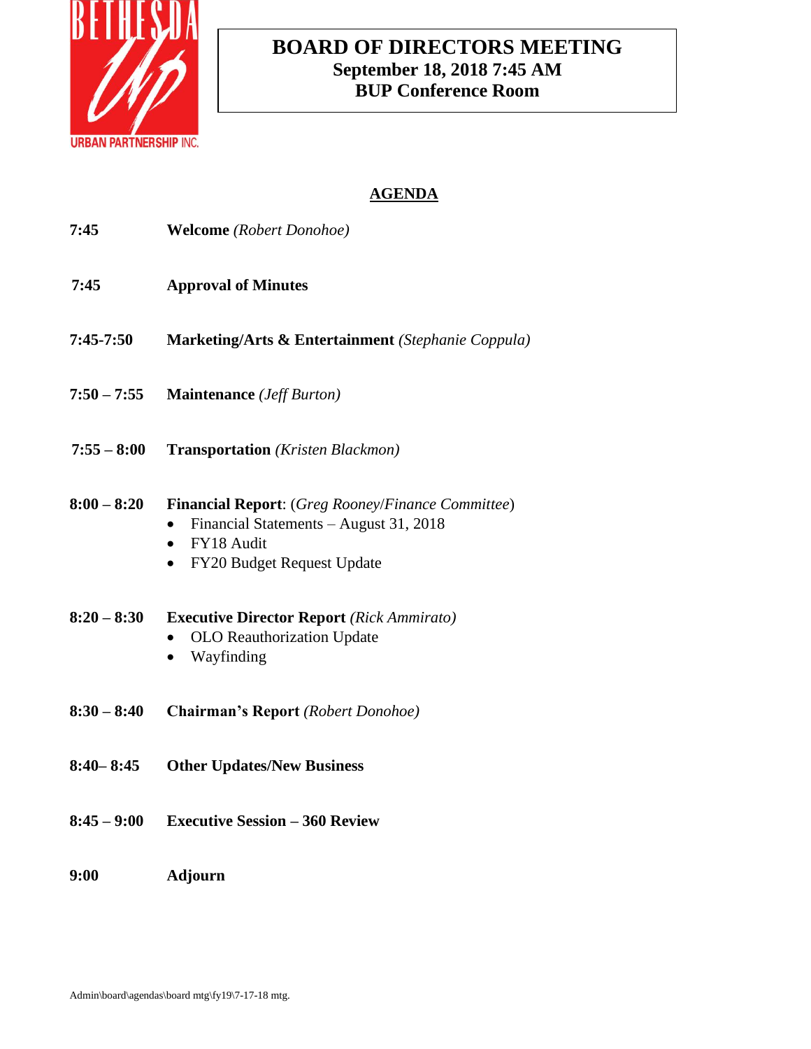# BOARD OF DIRECTORS MEETING
**September 18, 2018 7:45 AM**
**BUP Conference Room**

## AGENDA

| | |
|---|---|
| **7:45** | **Welcome** *(Robert Donohoe)* |
| **7:45** | **Approval of Minutes** |
| **7:45-7:50** | **Marketing/Arts & Entertainment** *(Stephanie Coppula)* |
| **7:50 – 7:55** | **Maintenance** *(Jeff Burton)* |
| **7:55 – 8:00** | **Transportation** *(Kristen Blackmon)* |
| **8:00 – 8:20** | **Financial Report**: (*Greg Rooney/Finance Committee*)<br>• Financial Statements – August 31, 2018<br>• FY18 Audit<br>• FY20 Budget Request Update |
| **8:20 – 8:30** | **Executive Director Report** *(Rick Ammirato)*<br>• OLO Reauthorization Update<br>• Wayfinding |
| **8:30 – 8:40** | **Chairman's Report** *(Robert Donohoe)* |
| **8:40– 8:45** | **Other Updates/New Business** |
| **8:45 – 9:00** | **Executive Session – 360 Review** |
| **9:00** | **Adjourn** |

Admin\board\agendas\board mtg\fy19\7-17-18 mtg.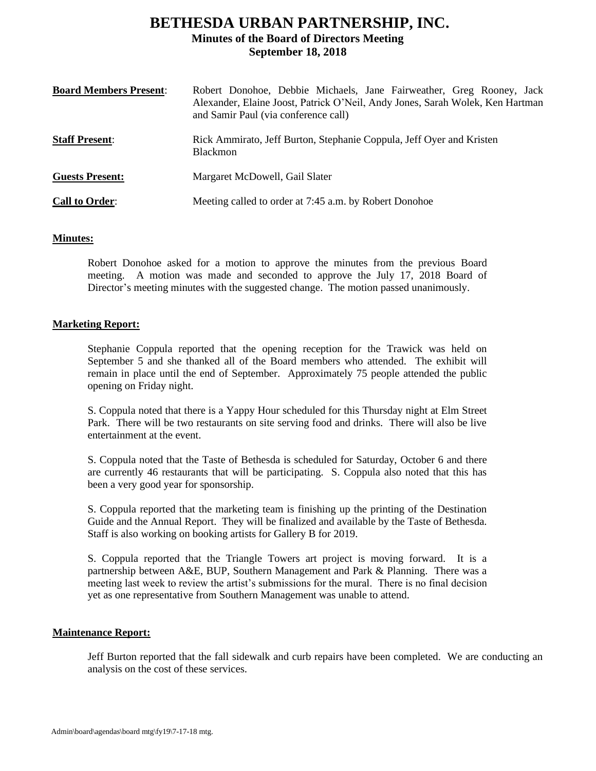# BETHESDA URBAN PARTNERSHIP, INC.

## Minutes of the Board of Directors Meeting

## September 18, 2018

**Board Members Present**: Robert Donohoe, Debbie Michaels, Jane Fairweather, Greg Rooney, Jack Alexander, Elaine Joost, Patrick O'Neil, Andy Jones, Sarah Wolek, Ken Hartman and Samir Paul (via conference call)

**Staff Present**: Rick Ammirato, Jeff Burton, Stephanie Coppula, Jeff Oyer and Kristen Blackmon

**Guests Present:** Margaret McDowell, Gail Slater

**Call to Order**: Meeting called to order at 7:45 a.m. by Robert Donohoe

**Minutes:**

Robert Donohoe asked for a motion to approve the minutes from the previous Board meeting. A motion was made and seconded to approve the July 17, 2018 Board of Director's meeting minutes with the suggested change. The motion passed unanimously.

**Marketing Report:**

Stephanie Coppula reported that the opening reception for the Trawick was held on September 5 and she thanked all of the Board members who attended. The exhibit will remain in place until the end of September. Approximately 75 people attended the public opening on Friday night.

S. Coppula noted that there is a Yappy Hour scheduled for this Thursday night at Elm Street Park. There will be two restaurants on site serving food and drinks. There will also be live entertainment at the event.

S. Coppula noted that the Taste of Bethesda is scheduled for Saturday, October 6 and there are currently 46 restaurants that will be participating. S. Coppula also noted that this has been a very good year for sponsorship.

S. Coppula reported that the marketing team is finishing up the printing of the Destination Guide and the Annual Report. They will be finalized and available by the Taste of Bethesda. Staff is also working on booking artists for Gallery B for 2019.

S. Coppula reported that the Triangle Towers art project is moving forward. It is a partnership between A&E, BUP, Southern Management and Park & Planning. There was a meeting last week to review the artist's submissions for the mural. There is no final decision yet as one representative from Southern Management was unable to attend.

**Maintenance Report:**

Jeff Burton reported that the fall sidewalk and curb repairs have been completed. We are conducting an analysis on the cost of these services.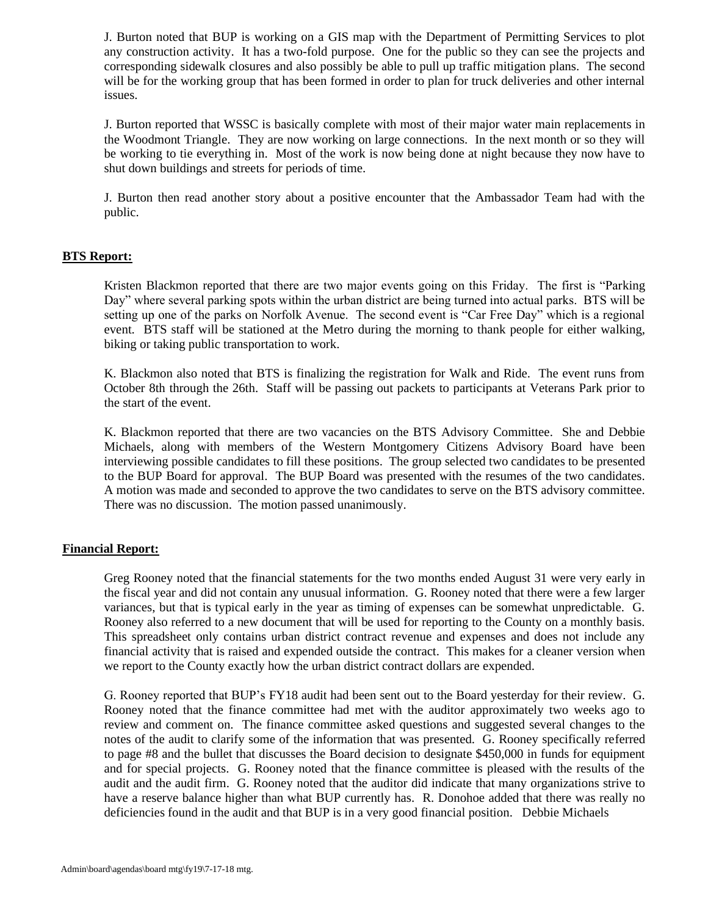J. Burton noted that BUP is working on a GIS map with the Department of Permitting Services to plot any construction activity. It has a two-fold purpose. One for the public so they can see the projects and corresponding sidewalk closures and also possibly be able to pull up traffic mitigation plans. The second will be for the working group that has been formed in order to plan for truck deliveries and other internal issues.

J. Burton reported that WSSC is basically complete with most of their major water main replacements in the Woodmont Triangle. They are now working on large connections. In the next month or so they will be working to tie everything in. Most of the work is now being done at night because they now have to shut down buildings and streets for periods of time.

J. Burton then read another story about a positive encounter that the Ambassador Team had with the public.

**BTS Report:**

Kristen Blackmon reported that there are two major events going on this Friday. The first is "Parking Day" where several parking spots within the urban district are being turned into actual parks. BTS will be setting up one of the parks on Norfolk Avenue. The second event is "Car Free Day" which is a regional event. BTS staff will be stationed at the Metro during the morning to thank people for either walking, biking or taking public transportation to work.

K. Blackmon also noted that BTS is finalizing the registration for Walk and Ride. The event runs from October 8th through the 26th. Staff will be passing out packets to participants at Veterans Park prior to the start of the event.

K. Blackmon reported that there are two vacancies on the BTS Advisory Committee. She and Debbie Michaels, along with members of the Western Montgomery Citizens Advisory Board have been interviewing possible candidates to fill these positions. The group selected two candidates to be presented to the BUP Board for approval. The BUP Board was presented with the resumes of the two candidates. A motion was made and seconded to approve the two candidates to serve on the BTS advisory committee. There was no discussion. The motion passed unanimously.

**Financial Report:**

Greg Rooney noted that the financial statements for the two months ended August 31 were very early in the fiscal year and did not contain any unusual information. G. Rooney noted that there were a few larger variances, but that is typical early in the year as timing of expenses can be somewhat unpredictable. G. Rooney also referred to a new document that will be used for reporting to the County on a monthly basis. This spreadsheet only contains urban district contract revenue and expenses and does not include any financial activity that is raised and expended outside the contract. This makes for a cleaner version when we report to the County exactly how the urban district contract dollars are expended.

G. Rooney reported that BUP's FY18 audit had been sent out to the Board yesterday for their review. G. Rooney noted that the finance committee had met with the auditor approximately two weeks ago to review and comment on. The finance committee asked questions and suggested several changes to the notes of the audit to clarify some of the information that was presented. G. Rooney specifically referred to page #8 and the bullet that discusses the Board decision to designate $450,000 in funds for equipment and for special projects. G. Rooney noted that the finance committee is pleased with the results of the audit and the audit firm. G. Rooney noted that the auditor did indicate that many organizations strive to have a reserve balance higher than what BUP currently has. R. Donohoe added that there was really no deficiencies found in the audit and that BUP is in a very good financial position. Debbie Michaels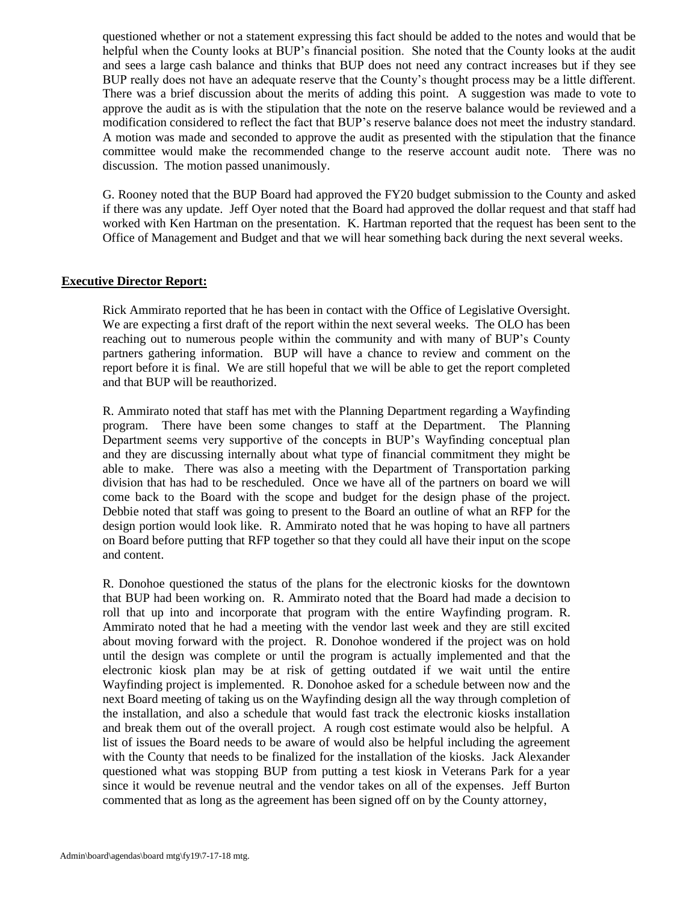questioned whether or not a statement expressing this fact should be added to the notes and would that be helpful when the County looks at BUP's financial position. She noted that the County looks at the audit and sees a large cash balance and thinks that BUP does not need any contract increases but if they see BUP really does not have an adequate reserve that the County's thought process may be a little different. There was a brief discussion about the merits of adding this point. A suggestion was made to vote to approve the audit as is with the stipulation that the note on the reserve balance would be reviewed and a modification considered to reflect the fact that BUP's reserve balance does not meet the industry standard. A motion was made and seconded to approve the audit as presented with the stipulation that the finance committee would make the recommended change to the reserve account audit note. There was no discussion. The motion passed unanimously.

G. Rooney noted that the BUP Board had approved the FY20 budget submission to the County and asked if there was any update. Jeff Oyer noted that the Board had approved the dollar request and that staff had worked with Ken Hartman on the presentation. K. Hartman reported that the request has been sent to the Office of Management and Budget and that we will hear something back during the next several weeks.

**Executive Director Report:**

Rick Ammirato reported that he has been in contact with the Office of Legislative Oversight. We are expecting a first draft of the report within the next several weeks. The OLO has been reaching out to numerous people within the community and with many of BUP's County partners gathering information. BUP will have a chance to review and comment on the report before it is final. We are still hopeful that we will be able to get the report completed and that BUP will be reauthorized.

R. Ammirato noted that staff has met with the Planning Department regarding a Wayfinding program. There have been some changes to staff at the Department. The Planning Department seems very supportive of the concepts in BUP's Wayfinding conceptual plan and they are discussing internally about what type of financial commitment they might be able to make. There was also a meeting with the Department of Transportation parking division that has had to be rescheduled. Once we have all of the partners on board we will come back to the Board with the scope and budget for the design phase of the project. Debbie noted that staff was going to present to the Board an outline of what an RFP for the design portion would look like. R. Ammirato noted that he was hoping to have all partners on Board before putting that RFP together so that they could all have their input on the scope and content.

R. Donohoe questioned the status of the plans for the electronic kiosks for the downtown that BUP had been working on. R. Ammirato noted that the Board had made a decision to roll that up into and incorporate that program with the entire Wayfinding program. R. Ammirato noted that he had a meeting with the vendor last week and they are still excited about moving forward with the project. R. Donohoe wondered if the project was on hold until the design was complete or until the program is actually implemented and that the electronic kiosk plan may be at risk of getting outdated if we wait until the entire Wayfinding project is implemented. R. Donohoe asked for a schedule between now and the next Board meeting of taking us on the Wayfinding design all the way through completion of the installation, and also a schedule that would fast track the electronic kiosks installation and break them out of the overall project. A rough cost estimate would also be helpful. A list of issues the Board needs to be aware of would also be helpful including the agreement with the County that needs to be finalized for the installation of the kiosks. Jack Alexander questioned what was stopping BUP from putting a test kiosk in Veterans Park for a year since it would be revenue neutral and the vendor takes on all of the expenses. Jeff Burton commented that as long as the agreement has been signed off on by the County attorney,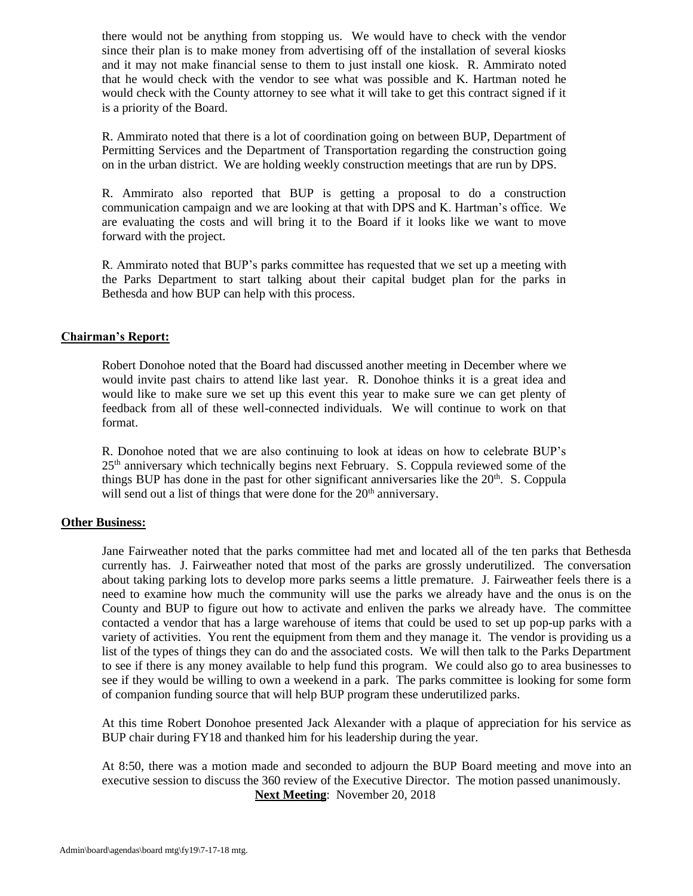there would not be anything from stopping us. We would have to check with the vendor since their plan is to make money from advertising off of the installation of several kiosks and it may not make financial sense to them to just install one kiosk. R. Ammirato noted that he would check with the vendor to see what was possible and K. Hartman noted he would check with the County attorney to see what it will take to get this contract signed if it is a priority of the Board.

R. Ammirato noted that there is a lot of coordination going on between BUP, Department of Permitting Services and the Department of Transportation regarding the construction going on in the urban district. We are holding weekly construction meetings that are run by DPS.

R. Ammirato also reported that BUP is getting a proposal to do a construction communication campaign and we are looking at that with DPS and K. Hartman's office. We are evaluating the costs and will bring it to the Board if it looks like we want to move forward with the project.

R. Ammirato noted that BUP's parks committee has requested that we set up a meeting with the Parks Department to start talking about their capital budget plan for the parks in Bethesda and how BUP can help with this process.

**Chairman's Report:**

Robert Donohoe noted that the Board had discussed another meeting in December where we would invite past chairs to attend like last year. R. Donohoe thinks it is a great idea and would like to make sure we set up this event this year to make sure we can get plenty of feedback from all of these well-connected individuals. We will continue to work on that format.

R. Donohoe noted that we are also continuing to look at ideas on how to celebrate BUP's 25th anniversary which technically begins next February. S. Coppula reviewed some of the things BUP has done in the past for other significant anniversaries like the 20th. S. Coppula will send out a list of things that were done for the 20th anniversary.

**Other Business:**

Jane Fairweather noted that the parks committee had met and located all of the ten parks that Bethesda currently has. J. Fairweather noted that most of the parks are grossly underutilized. The conversation about taking parking lots to develop more parks seems a little premature. J. Fairweather feels there is a need to examine how much the community will use the parks we already have and the onus is on the County and BUP to figure out how to activate and enliven the parks we already have. The committee contacted a vendor that has a large warehouse of items that could be used to set up pop-up parks with a variety of activities. You rent the equipment from them and they manage it. The vendor is providing us a list of the types of things they can do and the associated costs. We will then talk to the Parks Department to see if there is any money available to help fund this program. We could also go to area businesses to see if they would be willing to own a weekend in a park. The parks committee is looking for some form of companion funding source that will help BUP program these underutilized parks.

At this time Robert Donohoe presented Jack Alexander with a plaque of appreciation for his service as BUP chair during FY18 and thanked him for his leadership during the year.

At 8:50, there was a motion made and seconded to adjourn the BUP Board meeting and move into an executive session to discuss the 360 review of the Executive Director. The motion passed unanimously.

**Next Meeting**: November 20, 2018

Admin\board\agendas\board mtg\fy19\7-17-18 mtg.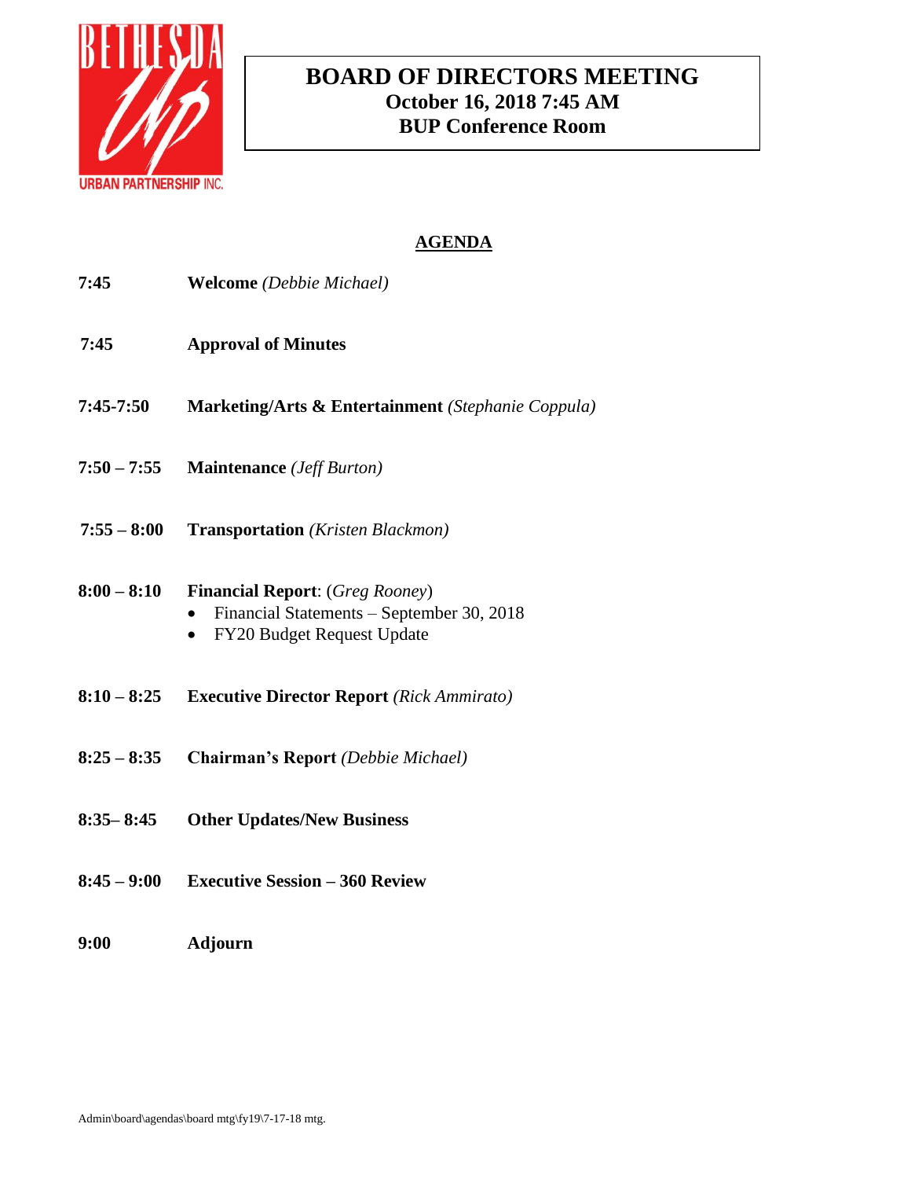BETHESDA Up URBAN PARTNERSHIP INC.

# BOARD OF DIRECTORS MEETING
## October 16, 2018 7:45 AM
## BUP Conference Room

## AGENDA

**7:45** **Welcome** *(Debbie Michael)*

**7:45** **Approval of Minutes**

**7:45-7:50** **Marketing/Arts & Entertainment** *(Stephanie Coppula)*

**7:50 – 7:55** **Maintenance** *(Jeff Burton)*

**7:55 – 8:00** **Transportation** *(Kristen Blackmon)*

**8:00 – 8:10** **Financial Report**: (*Greg Rooney*)
- Financial Statements – September 30, 2018
- FY20 Budget Request Update

**8:10 – 8:25** **Executive Director Report** *(Rick Ammirato)*

**8:25 – 8:35** **Chairman's Report** *(Debbie Michael)*

**8:35– 8:45** **Other Updates/New Business**

**8:45 – 9:00** **Executive Session – 360 Review**

**9:00** **Adjourn**

Admin\board\agendas\board mtg\fy19\7-17-18 mtg.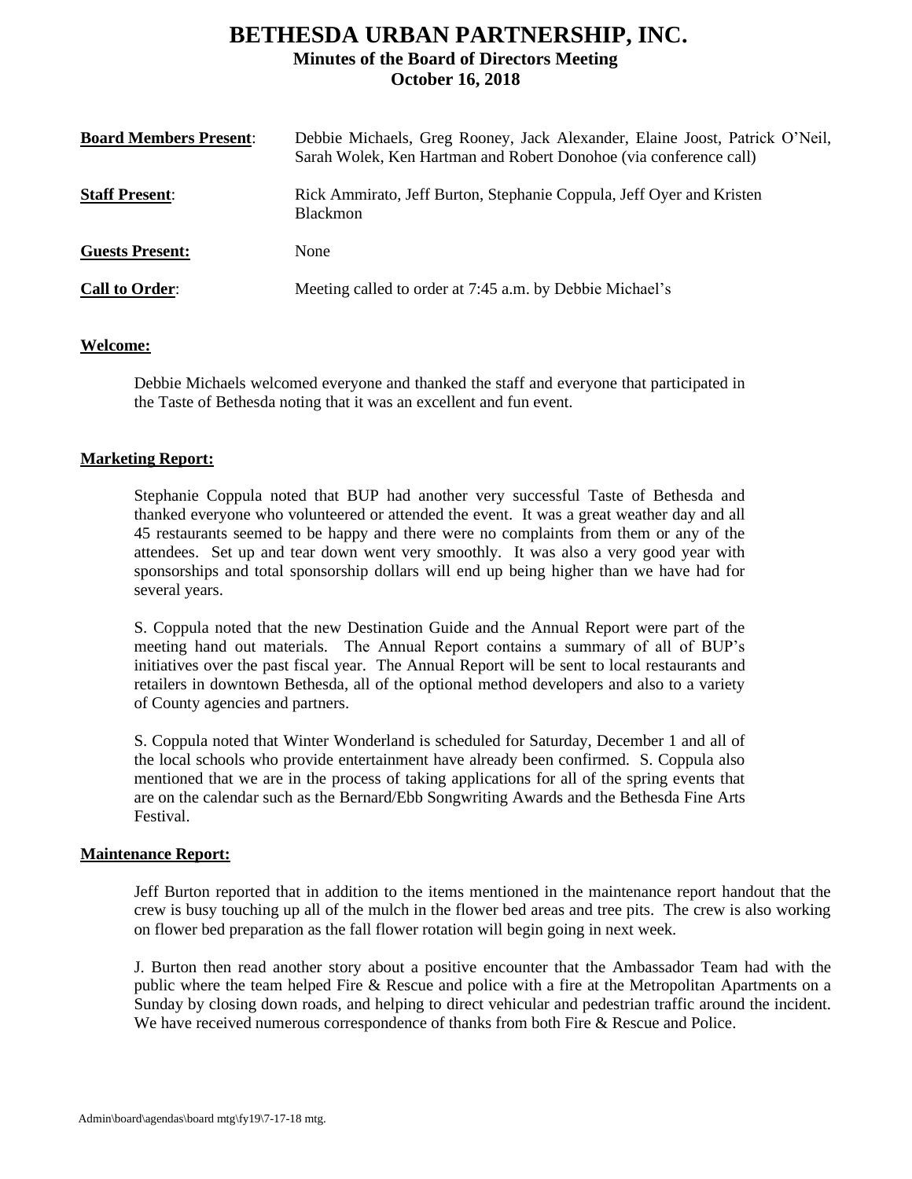# BETHESDA URBAN PARTNERSHIP, INC.

## Minutes of the Board of Directors Meeting

## October 16, 2018

**Board Members Present**: Debbie Michaels, Greg Rooney, Jack Alexander, Elaine Joost, Patrick O'Neil, Sarah Wolek, Ken Hartman and Robert Donohoe (via conference call)

**Staff Present**: Rick Ammirato, Jeff Burton, Stephanie Coppula, Jeff Oyer and Kristen Blackmon

**Guests Present:** None

**Call to Order**: Meeting called to order at 7:45 a.m. by Debbie Michael's

**Welcome:**

Debbie Michaels welcomed everyone and thanked the staff and everyone that participated in the Taste of Bethesda noting that it was an excellent and fun event.

**Marketing Report:**

Stephanie Coppula noted that BUP had another very successful Taste of Bethesda and thanked everyone who volunteered or attended the event. It was a great weather day and all 45 restaurants seemed to be happy and there were no complaints from them or any of the attendees. Set up and tear down went very smoothly. It was also a very good year with sponsorships and total sponsorship dollars will end up being higher than we have had for several years.

S. Coppula noted that the new Destination Guide and the Annual Report were part of the meeting hand out materials. The Annual Report contains a summary of all of BUP's initiatives over the past fiscal year. The Annual Report will be sent to local restaurants and retailers in downtown Bethesda, all of the optional method developers and also to a variety of County agencies and partners.

S. Coppula noted that Winter Wonderland is scheduled for Saturday, December 1 and all of the local schools who provide entertainment have already been confirmed. S. Coppula also mentioned that we are in the process of taking applications for all of the spring events that are on the calendar such as the Bernard/Ebb Songwriting Awards and the Bethesda Fine Arts Festival.

**Maintenance Report:**

Jeff Burton reported that in addition to the items mentioned in the maintenance report handout that the crew is busy touching up all of the mulch in the flower bed areas and tree pits. The crew is also working on flower bed preparation as the fall flower rotation will begin going in next week.

J. Burton then read another story about a positive encounter that the Ambassador Team had with the public where the team helped Fire & Rescue and police with a fire at the Metropolitan Apartments on a Sunday by closing down roads, and helping to direct vehicular and pedestrian traffic around the incident. We have received numerous correspondence of thanks from both Fire & Rescue and Police.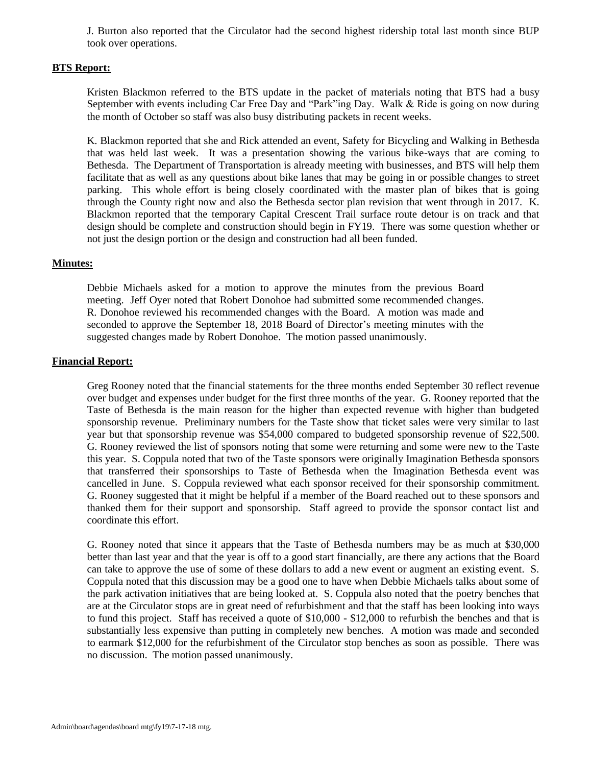J. Burton also reported that the Circulator had the second highest ridership total last month since BUP took over operations.

**BTS Report:**

Kristen Blackmon referred to the BTS update in the packet of materials noting that BTS had a busy September with events including Car Free Day and "Park"ing Day. Walk & Ride is going on now during the month of October so staff was also busy distributing packets in recent weeks.

K. Blackmon reported that she and Rick attended an event, Safety for Bicycling and Walking in Bethesda that was held last week. It was a presentation showing the various bike-ways that are coming to Bethesda. The Department of Transportation is already meeting with businesses, and BTS will help them facilitate that as well as any questions about bike lanes that may be going in or possible changes to street parking. This whole effort is being closely coordinated with the master plan of bikes that is going through the County right now and also the Bethesda sector plan revision that went through in 2017. K. Blackmon reported that the temporary Capital Crescent Trail surface route detour is on track and that design should be complete and construction should begin in FY19. There was some question whether or not just the design portion or the design and construction had all been funded.

**Minutes:**

Debbie Michaels asked for a motion to approve the minutes from the previous Board meeting. Jeff Oyer noted that Robert Donohoe had submitted some recommended changes. R. Donohoe reviewed his recommended changes with the Board. A motion was made and seconded to approve the September 18, 2018 Board of Director's meeting minutes with the suggested changes made by Robert Donohoe. The motion passed unanimously.

**Financial Report:**

Greg Rooney noted that the financial statements for the three months ended September 30 reflect revenue over budget and expenses under budget for the first three months of the year. G. Rooney reported that the Taste of Bethesda is the main reason for the higher than expected revenue with higher than budgeted sponsorship revenue. Preliminary numbers for the Taste show that ticket sales were very similar to last year but that sponsorship revenue was $54,000 compared to budgeted sponsorship revenue of $22,500. G. Rooney reviewed the list of sponsors noting that some were returning and some were new to the Taste this year. S. Coppula noted that two of the Taste sponsors were originally Imagination Bethesda sponsors that transferred their sponsorships to Taste of Bethesda when the Imagination Bethesda event was cancelled in June. S. Coppula reviewed what each sponsor received for their sponsorship commitment. G. Rooney suggested that it might be helpful if a member of the Board reached out to these sponsors and thanked them for their support and sponsorship. Staff agreed to provide the sponsor contact list and coordinate this effort.

G. Rooney noted that since it appears that the Taste of Bethesda numbers may be as much at $30,000 better than last year and that the year is off to a good start financially, are there any actions that the Board can take to approve the use of some of these dollars to add a new event or augment an existing event. S. Coppula noted that this discussion may be a good one to have when Debbie Michaels talks about some of the park activation initiatives that are being looked at. S. Coppula also noted that the poetry benches that are at the Circulator stops are in great need of refurbishment and that the staff has been looking into ways to fund this project. Staff has received a quote of $10,000 - $12,000 to refurbish the benches and that is substantially less expensive than putting in completely new benches. A motion was made and seconded to earmark $12,000 for the refurbishment of the Circulator stop benches as soon as possible. There was no discussion. The motion passed unanimously.

Admin\board\agendas\board mtg\fy19\7-17-18 mtg.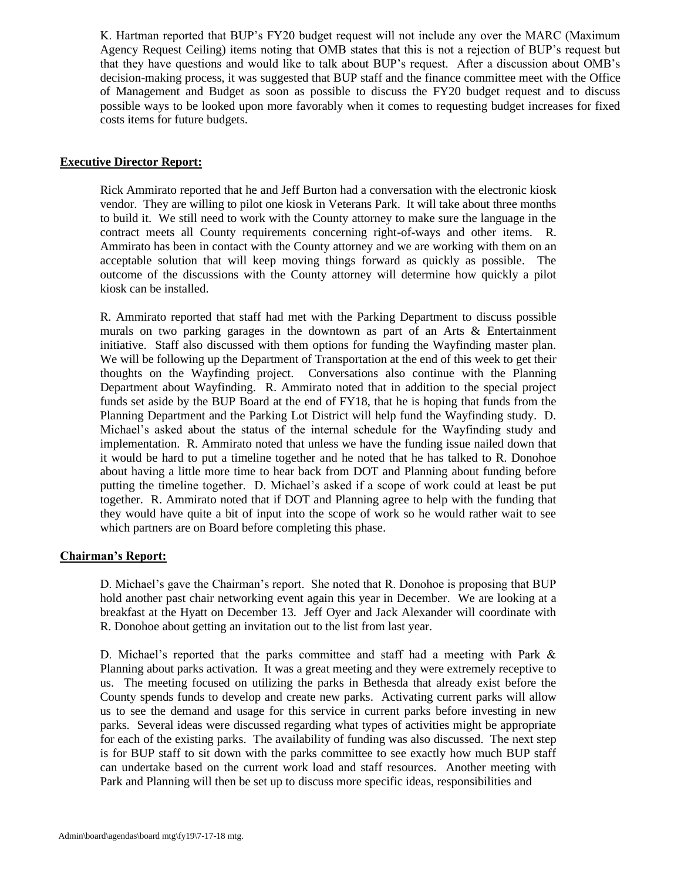K. Hartman reported that BUP's FY20 budget request will not include any over the MARC (Maximum Agency Request Ceiling) items noting that OMB states that this is not a rejection of BUP's request but that they have questions and would like to talk about BUP's request. After a discussion about OMB's decision-making process, it was suggested that BUP staff and the finance committee meet with the Office of Management and Budget as soon as possible to discuss the FY20 budget request and to discuss possible ways to be looked upon more favorably when it comes to requesting budget increases for fixed costs items for future budgets.

**Executive Director Report:**

Rick Ammirato reported that he and Jeff Burton had a conversation with the electronic kiosk vendor. They are willing to pilot one kiosk in Veterans Park. It will take about three months to build it. We still need to work with the County attorney to make sure the language in the contract meets all County requirements concerning right-of-ways and other items. R. Ammirato has been in contact with the County attorney and we are working with them on an acceptable solution that will keep moving things forward as quickly as possible. The outcome of the discussions with the County attorney will determine how quickly a pilot kiosk can be installed.

R. Ammirato reported that staff had met with the Parking Department to discuss possible murals on two parking garages in the downtown as part of an Arts & Entertainment initiative. Staff also discussed with them options for funding the Wayfinding master plan. We will be following up the Department of Transportation at the end of this week to get their thoughts on the Wayfinding project. Conversations also continue with the Planning Department about Wayfinding. R. Ammirato noted that in addition to the special project funds set aside by the BUP Board at the end of FY18, that he is hoping that funds from the Planning Department and the Parking Lot District will help fund the Wayfinding study. D. Michael's asked about the status of the internal schedule for the Wayfinding study and implementation. R. Ammirato noted that unless we have the funding issue nailed down that it would be hard to put a timeline together and he noted that he has talked to R. Donohoe about having a little more time to hear back from DOT and Planning about funding before putting the timeline together. D. Michael's asked if a scope of work could at least be put together. R. Ammirato noted that if DOT and Planning agree to help with the funding that they would have quite a bit of input into the scope of work so he would rather wait to see which partners are on Board before completing this phase.

**Chairman's Report:**

D. Michael's gave the Chairman's report. She noted that R. Donohoe is proposing that BUP hold another past chair networking event again this year in December. We are looking at a breakfast at the Hyatt on December 13. Jeff Oyer and Jack Alexander will coordinate with R. Donohoe about getting an invitation out to the list from last year.

D. Michael's reported that the parks committee and staff had a meeting with Park & Planning about parks activation. It was a great meeting and they were extremely receptive to us. The meeting focused on utilizing the parks in Bethesda that already exist before the County spends funds to develop and create new parks. Activating current parks will allow us to see the demand and usage for this service in current parks before investing in new parks. Several ideas were discussed regarding what types of activities might be appropriate for each of the existing parks. The availability of funding was also discussed. The next step is for BUP staff to sit down with the parks committee to see exactly how much BUP staff can undertake based on the current work load and staff resources. Another meeting with Park and Planning will then be set up to discuss more specific ideas, responsibilities and

Admin\board\agendas\board mtg\fy19\7-17-18 mtg.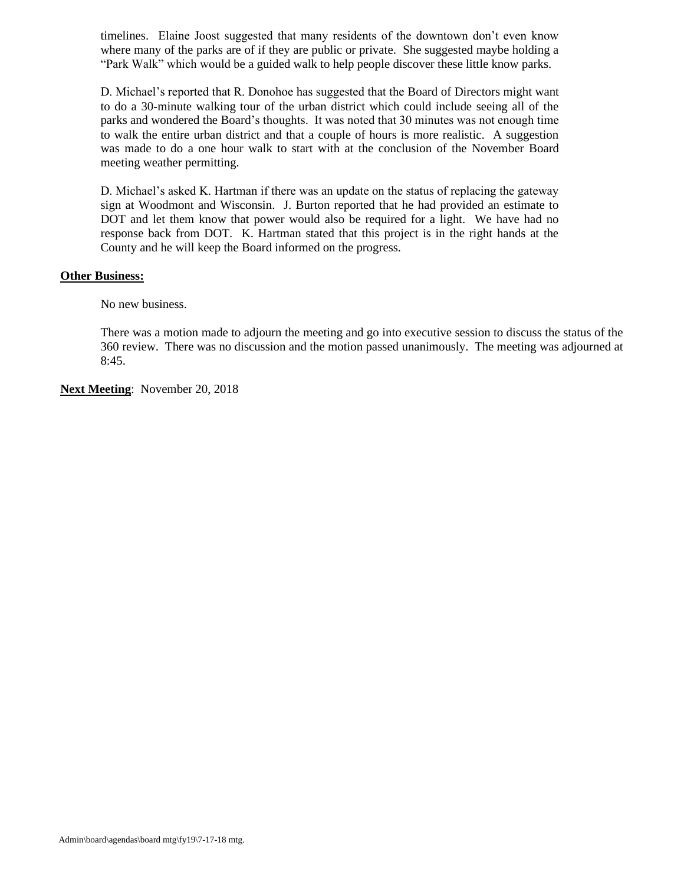timelines. Elaine Joost suggested that many residents of the downtown don't even know where many of the parks are of if they are public or private. She suggested maybe holding a "Park Walk" which would be a guided walk to help people discover these little know parks.

D. Michael's reported that R. Donohoe has suggested that the Board of Directors might want to do a 30-minute walking tour of the urban district which could include seeing all of the parks and wondered the Board's thoughts. It was noted that 30 minutes was not enough time to walk the entire urban district and that a couple of hours is more realistic. A suggestion was made to do a one hour walk to start with at the conclusion of the November Board meeting weather permitting.

D. Michael's asked K. Hartman if there was an update on the status of replacing the gateway sign at Woodmont and Wisconsin. J. Burton reported that he had provided an estimate to DOT and let them know that power would also be required for a light. We have had no response back from DOT. K. Hartman stated that this project is in the right hands at the County and he will keep the Board informed on the progress.

**Other Business:**

No new business.

There was a motion made to adjourn the meeting and go into executive session to discuss the status of the 360 review. There was no discussion and the motion passed unanimously. The meeting was adjourned at 8:45.

**Next Meeting**: November 20, 2018

Admin\board\agendas\board mtg\fy19\7-17-18 mtg.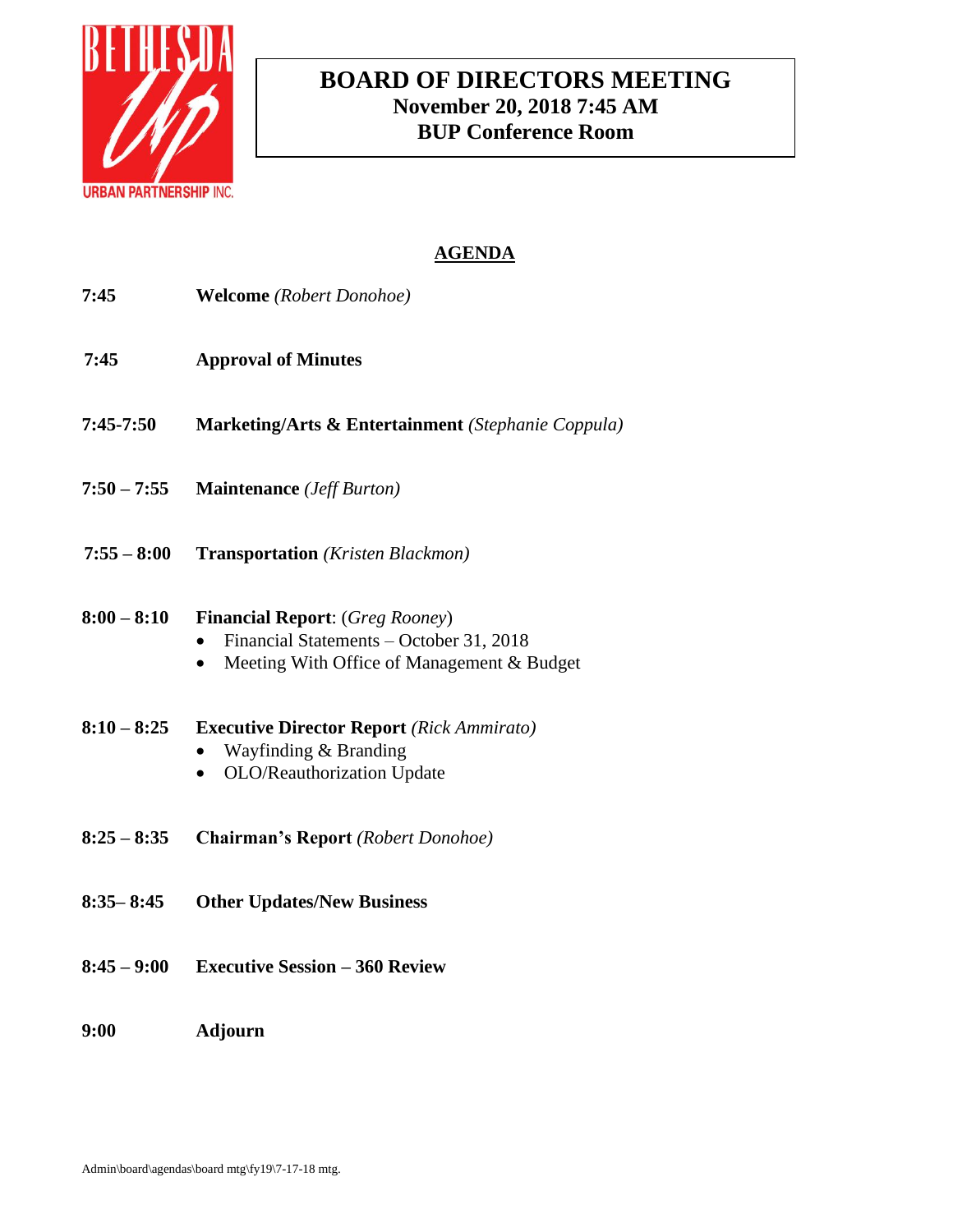BETHESDA Up URBAN PARTNERSHIP INC.

# BOARD OF DIRECTORS MEETING
**November 20, 2018 7:45 AM**
**BUP Conference Room**

## AGENDA

**7:45** **Welcome** *(Robert Donohoe)*

**7:45** **Approval of Minutes**

**7:45-7:50** **Marketing/Arts & Entertainment** *(Stephanie Coppula)*

**7:50 – 7:55** **Maintenance** *(Jeff Burton)*

**7:55 – 8:00** **Transportation** *(Kristen Blackmon)*

**8:00 – 8:10** **Financial Report**: (*Greg Rooney*)
- Financial Statements – October 31, 2018
- Meeting With Office of Management & Budget

**8:10 – 8:25** **Executive Director Report** *(Rick Ammirato)*
- Wayfinding & Branding
- OLO/Reauthorization Update

**8:25 – 8:35** **Chairman's Report** *(Robert Donohoe)*

**8:35– 8:45** **Other Updates/New Business**

**8:45 – 9:00** **Executive Session – 360 Review**

**9:00** **Adjourn**

Admin\board\agendas\board mtg\fy19\7-17-18 mtg.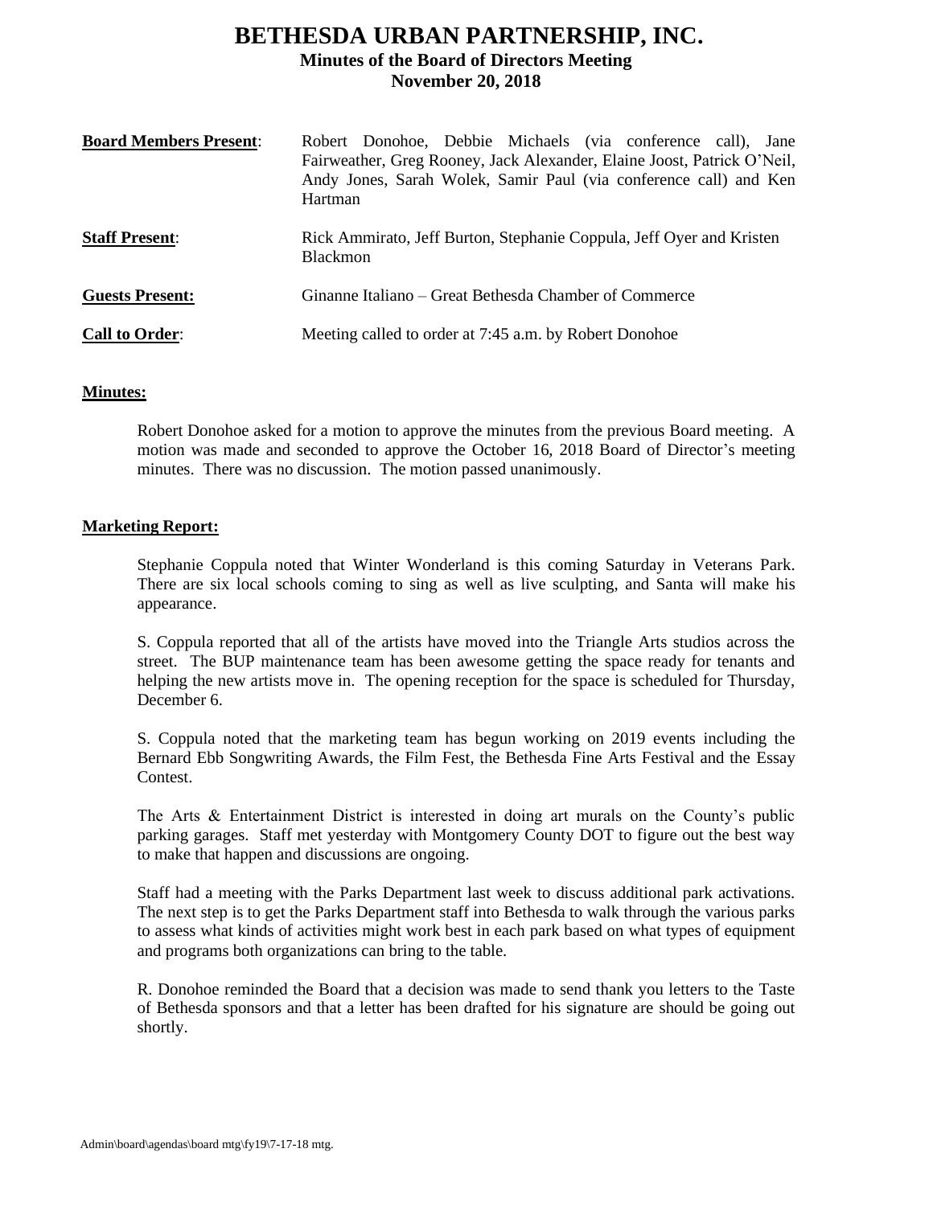# BETHESDA URBAN PARTNERSHIP, INC.

**Minutes of the Board of Directors Meeting**
**November 20, 2018**

**Board Members Present**: Robert Donohoe, Debbie Michaels (via conference call), Jane Fairweather, Greg Rooney, Jack Alexander, Elaine Joost, Patrick O'Neil, Andy Jones, Sarah Wolek, Samir Paul (via conference call) and Ken Hartman

**Staff Present**: Rick Ammirato, Jeff Burton, Stephanie Coppula, Jeff Oyer and Kristen Blackmon

**Guests Present:** Ginanne Italiano – Great Bethesda Chamber of Commerce

**Call to Order**: Meeting called to order at 7:45 a.m. by Robert Donohoe

**Minutes:**

Robert Donohoe asked for a motion to approve the minutes from the previous Board meeting. A motion was made and seconded to approve the October 16, 2018 Board of Director's meeting minutes. There was no discussion. The motion passed unanimously.

**Marketing Report:**

Stephanie Coppula noted that Winter Wonderland is this coming Saturday in Veterans Park. There are six local schools coming to sing as well as live sculpting, and Santa will make his appearance.

S. Coppula reported that all of the artists have moved into the Triangle Arts studios across the street. The BUP maintenance team has been awesome getting the space ready for tenants and helping the new artists move in. The opening reception for the space is scheduled for Thursday, December 6.

S. Coppula noted that the marketing team has begun working on 2019 events including the Bernard Ebb Songwriting Awards, the Film Fest, the Bethesda Fine Arts Festival and the Essay Contest.

The Arts & Entertainment District is interested in doing art murals on the County's public parking garages. Staff met yesterday with Montgomery County DOT to figure out the best way to make that happen and discussions are ongoing.

Staff had a meeting with the Parks Department last week to discuss additional park activations. The next step is to get the Parks Department staff into Bethesda to walk through the various parks to assess what kinds of activities might work best in each park based on what types of equipment and programs both organizations can bring to the table.

R. Donohoe reminded the Board that a decision was made to send thank you letters to the Taste of Bethesda sponsors and that a letter has been drafted for his signature are should be going out shortly.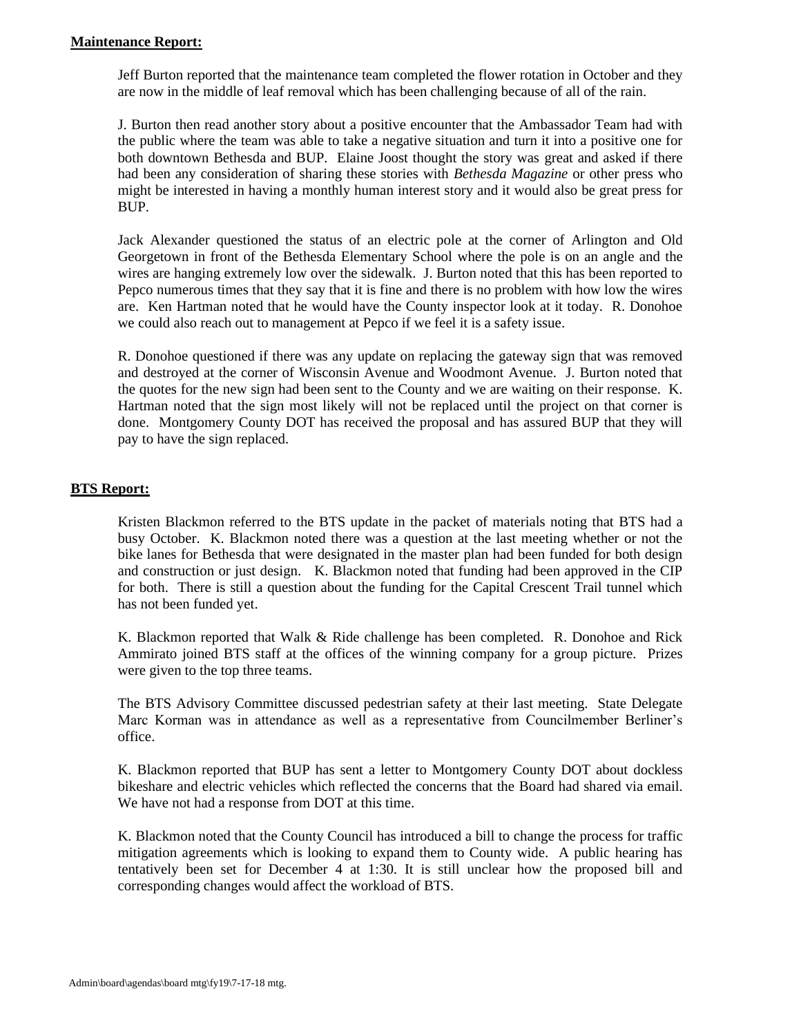**Maintenance Report:**

Jeff Burton reported that the maintenance team completed the flower rotation in October and they are now in the middle of leaf removal which has been challenging because of all of the rain.

J. Burton then read another story about a positive encounter that the Ambassador Team had with the public where the team was able to take a negative situation and turn it into a positive one for both downtown Bethesda and BUP. Elaine Joost thought the story was great and asked if there had been any consideration of sharing these stories with *Bethesda Magazine* or other press who might be interested in having a monthly human interest story and it would also be great press for BUP.

Jack Alexander questioned the status of an electric pole at the corner of Arlington and Old Georgetown in front of the Bethesda Elementary School where the pole is on an angle and the wires are hanging extremely low over the sidewalk. J. Burton noted that this has been reported to Pepco numerous times that they say that it is fine and there is no problem with how low the wires are. Ken Hartman noted that he would have the County inspector look at it today. R. Donohoe we could also reach out to management at Pepco if we feel it is a safety issue.

R. Donohoe questioned if there was any update on replacing the gateway sign that was removed and destroyed at the corner of Wisconsin Avenue and Woodmont Avenue. J. Burton noted that the quotes for the new sign had been sent to the County and we are waiting on their response. K. Hartman noted that the sign most likely will not be replaced until the project on that corner is done. Montgomery County DOT has received the proposal and has assured BUP that they will pay to have the sign replaced.

**BTS Report:**

Kristen Blackmon referred to the BTS update in the packet of materials noting that BTS had a busy October. K. Blackmon noted there was a question at the last meeting whether or not the bike lanes for Bethesda that were designated in the master plan had been funded for both design and construction or just design. K. Blackmon noted that funding had been approved in the CIP for both. There is still a question about the funding for the Capital Crescent Trail tunnel which has not been funded yet.

K. Blackmon reported that Walk & Ride challenge has been completed. R. Donohoe and Rick Ammirato joined BTS staff at the offices of the winning company for a group picture. Prizes were given to the top three teams.

The BTS Advisory Committee discussed pedestrian safety at their last meeting. State Delegate Marc Korman was in attendance as well as a representative from Councilmember Berliner's office.

K. Blackmon reported that BUP has sent a letter to Montgomery County DOT about dockless bikeshare and electric vehicles which reflected the concerns that the Board had shared via email. We have not had a response from DOT at this time.

K. Blackmon noted that the County Council has introduced a bill to change the process for traffic mitigation agreements which is looking to expand them to County wide. A public hearing has tentatively been set for December 4 at 1:30. It is still unclear how the proposed bill and corresponding changes would affect the workload of BTS.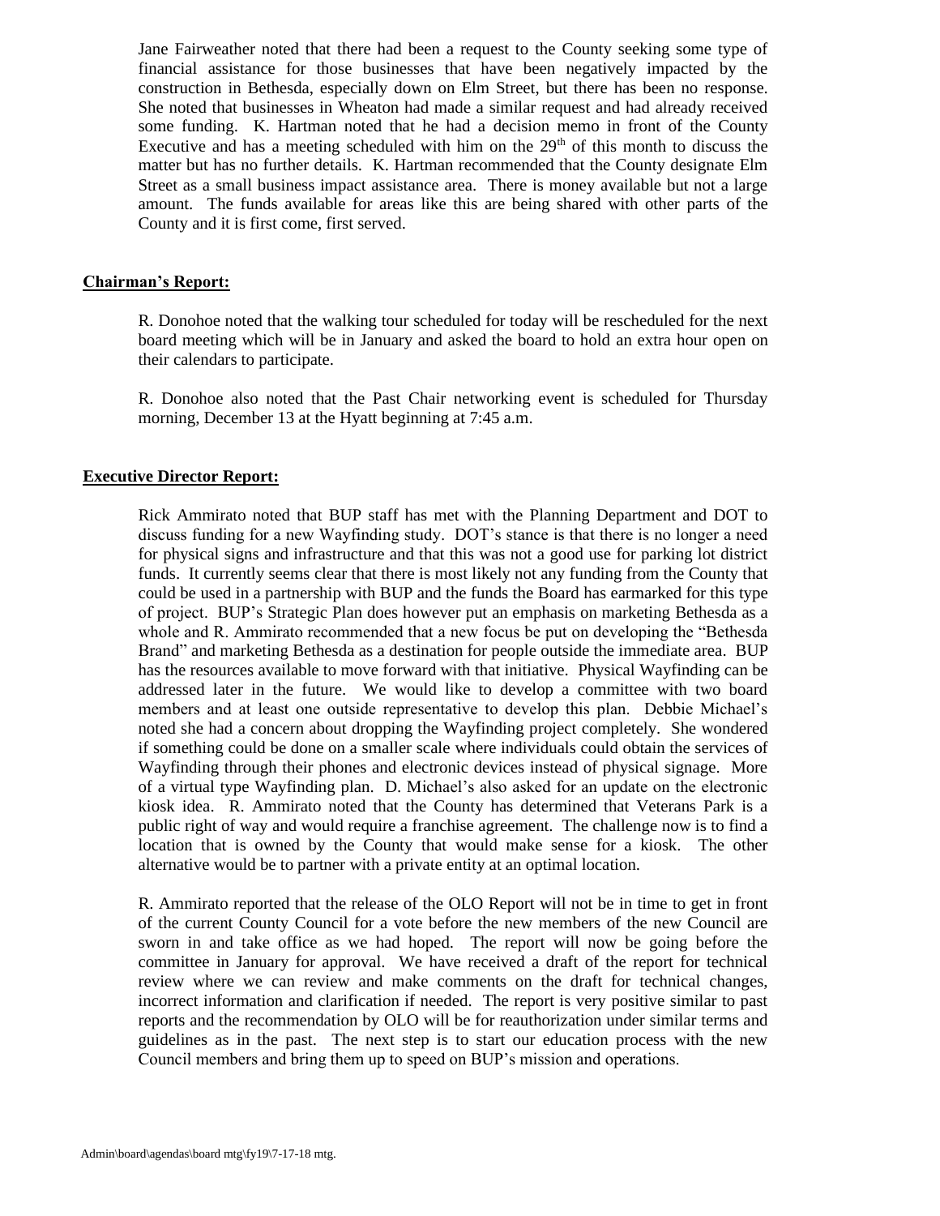Jane Fairweather noted that there had been a request to the County seeking some type of financial assistance for those businesses that have been negatively impacted by the construction in Bethesda, especially down on Elm Street, but there has been no response. She noted that businesses in Wheaton had made a similar request and had already received some funding. K. Hartman noted that he had a decision memo in front of the County Executive and has a meeting scheduled with him on the 29th of this month to discuss the matter but has no further details. K. Hartman recommended that the County designate Elm Street as a small business impact assistance area. There is money available but not a large amount. The funds available for areas like this are being shared with other parts of the County and it is first come, first served.

**Chairman's Report:**

R. Donohoe noted that the walking tour scheduled for today will be rescheduled for the next board meeting which will be in January and asked the board to hold an extra hour open on their calendars to participate.

R. Donohoe also noted that the Past Chair networking event is scheduled for Thursday morning, December 13 at the Hyatt beginning at 7:45 a.m.

**Executive Director Report:**

Rick Ammirato noted that BUP staff has met with the Planning Department and DOT to discuss funding for a new Wayfinding study. DOT's stance is that there is no longer a need for physical signs and infrastructure and that this was not a good use for parking lot district funds. It currently seems clear that there is most likely not any funding from the County that could be used in a partnership with BUP and the funds the Board has earmarked for this type of project. BUP's Strategic Plan does however put an emphasis on marketing Bethesda as a whole and R. Ammirato recommended that a new focus be put on developing the "Bethesda Brand" and marketing Bethesda as a destination for people outside the immediate area. BUP has the resources available to move forward with that initiative. Physical Wayfinding can be addressed later in the future. We would like to develop a committee with two board members and at least one outside representative to develop this plan. Debbie Michael's noted she had a concern about dropping the Wayfinding project completely. She wondered if something could be done on a smaller scale where individuals could obtain the services of Wayfinding through their phones and electronic devices instead of physical signage. More of a virtual type Wayfinding plan. D. Michael's also asked for an update on the electronic kiosk idea. R. Ammirato noted that the County has determined that Veterans Park is a public right of way and would require a franchise agreement. The challenge now is to find a location that is owned by the County that would make sense for a kiosk. The other alternative would be to partner with a private entity at an optimal location.

R. Ammirato reported that the release of the OLO Report will not be in time to get in front of the current County Council for a vote before the new members of the new Council are sworn in and take office as we had hoped. The report will now be going before the committee in January for approval. We have received a draft of the report for technical review where we can review and make comments on the draft for technical changes, incorrect information and clarification if needed. The report is very positive similar to past reports and the recommendation by OLO will be for reauthorization under similar terms and guidelines as in the past. The next step is to start our education process with the new Council members and bring them up to speed on BUP's mission and operations.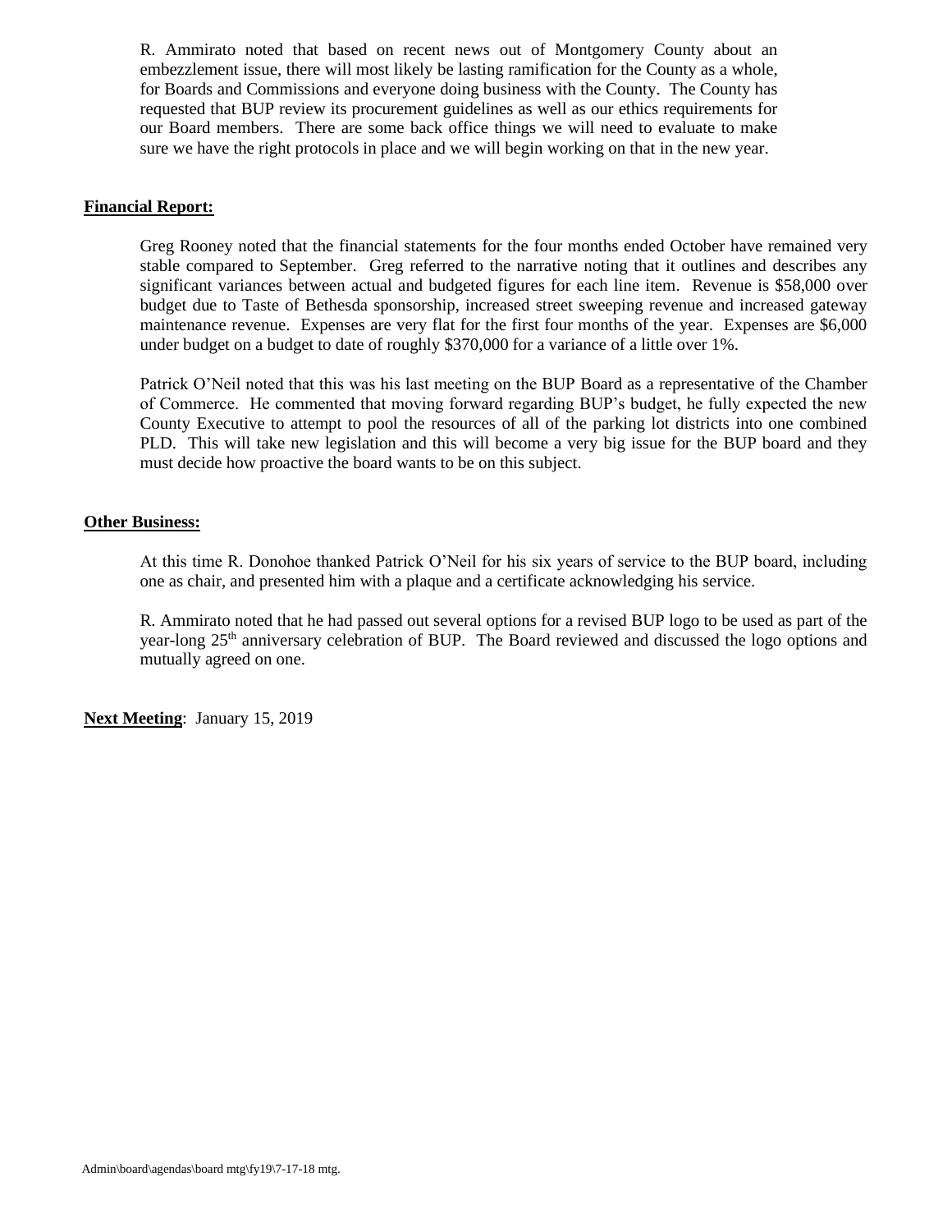R. Ammirato noted that based on recent news out of Montgomery County about an embezzlement issue, there will most likely be lasting ramification for the County as a whole, for Boards and Commissions and everyone doing business with the County. The County has requested that BUP review its procurement guidelines as well as our ethics requirements for our Board members. There are some back office things we will need to evaluate to make sure we have the right protocols in place and we will begin working on that in the new year.

**Financial Report:**

Greg Rooney noted that the financial statements for the four months ended October have remained very stable compared to September. Greg referred to the narrative noting that it outlines and describes any significant variances between actual and budgeted figures for each line item. Revenue is $58,000 over budget due to Taste of Bethesda sponsorship, increased street sweeping revenue and increased gateway maintenance revenue. Expenses are very flat for the first four months of the year. Expenses are $6,000 under budget on a budget to date of roughly $370,000 for a variance of a little over 1%.

Patrick O'Neil noted that this was his last meeting on the BUP Board as a representative of the Chamber of Commerce. He commented that moving forward regarding BUP's budget, he fully expected the new County Executive to attempt to pool the resources of all of the parking lot districts into one combined PLD. This will take new legislation and this will become a very big issue for the BUP board and they must decide how proactive the board wants to be on this subject.

**Other Business:**

At this time R. Donohoe thanked Patrick O'Neil for his six years of service to the BUP board, including one as chair, and presented him with a plaque and a certificate acknowledging his service.

R. Ammirato noted that he had passed out several options for a revised BUP logo to be used as part of the year-long 25th anniversary celebration of BUP. The Board reviewed and discussed the logo options and mutually agreed on one.

**Next Meeting**: January 15, 2019

Admin\board\agendas\board mtg\fy19\7-17-18 mtg.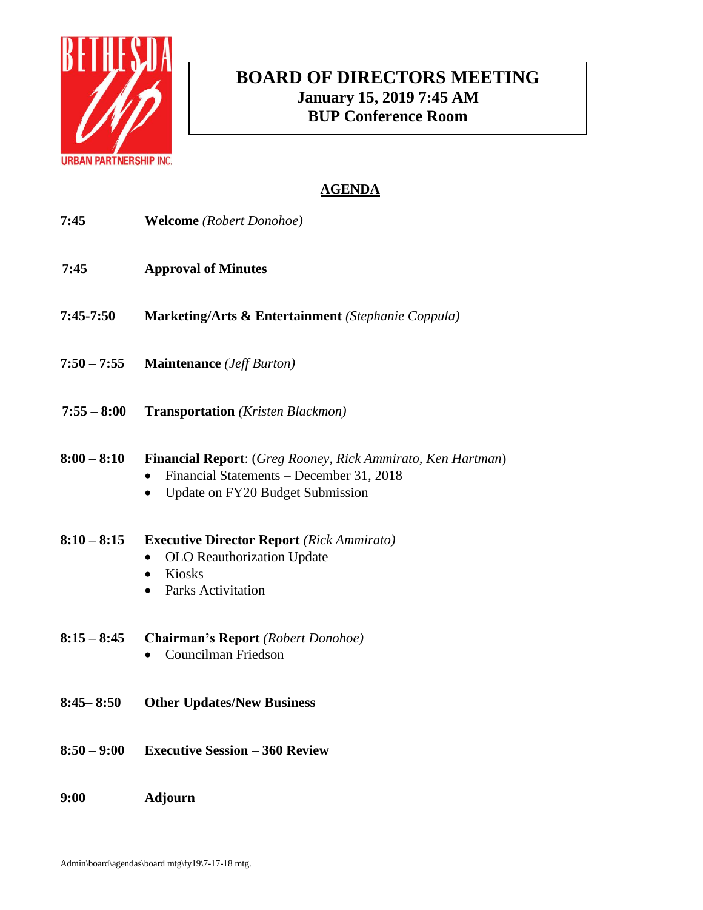BETHESDA Up URBAN PARTNERSHIP INC.

# BOARD OF DIRECTORS MEETING

**January 15, 2019 7:45 AM**

**BUP Conference Room**

## AGENDA

**7:45** **Welcome** *(Robert Donohoe)*

**7:45** **Approval of Minutes**

**7:45-7:50** **Marketing/Arts & Entertainment** *(Stephanie Coppula)*

**7:50 – 7:55** **Maintenance** *(Jeff Burton)*

**7:55 – 8:00** **Transportation** *(Kristen Blackmon)*

**8:00 – 8:10** **Financial Report**: (*Greg Rooney, Rick Ammirato, Ken Hartman*)

- Financial Statements – December 31, 2018
- Update on FY20 Budget Submission

**8:10 – 8:15** **Executive Director Report** *(Rick Ammirato)*

- OLO Reauthorization Update
- Kiosks
- Parks Activitation

**8:15 – 8:45** **Chairman's Report** *(Robert Donohoe)*

- Councilman Friedson

**8:45– 8:50** **Other Updates/New Business**

**8:50 – 9:00** **Executive Session – 360 Review**

**9:00** **Adjourn**

Admin\board\agendas\board mtg\fy19\7-17-18 mtg.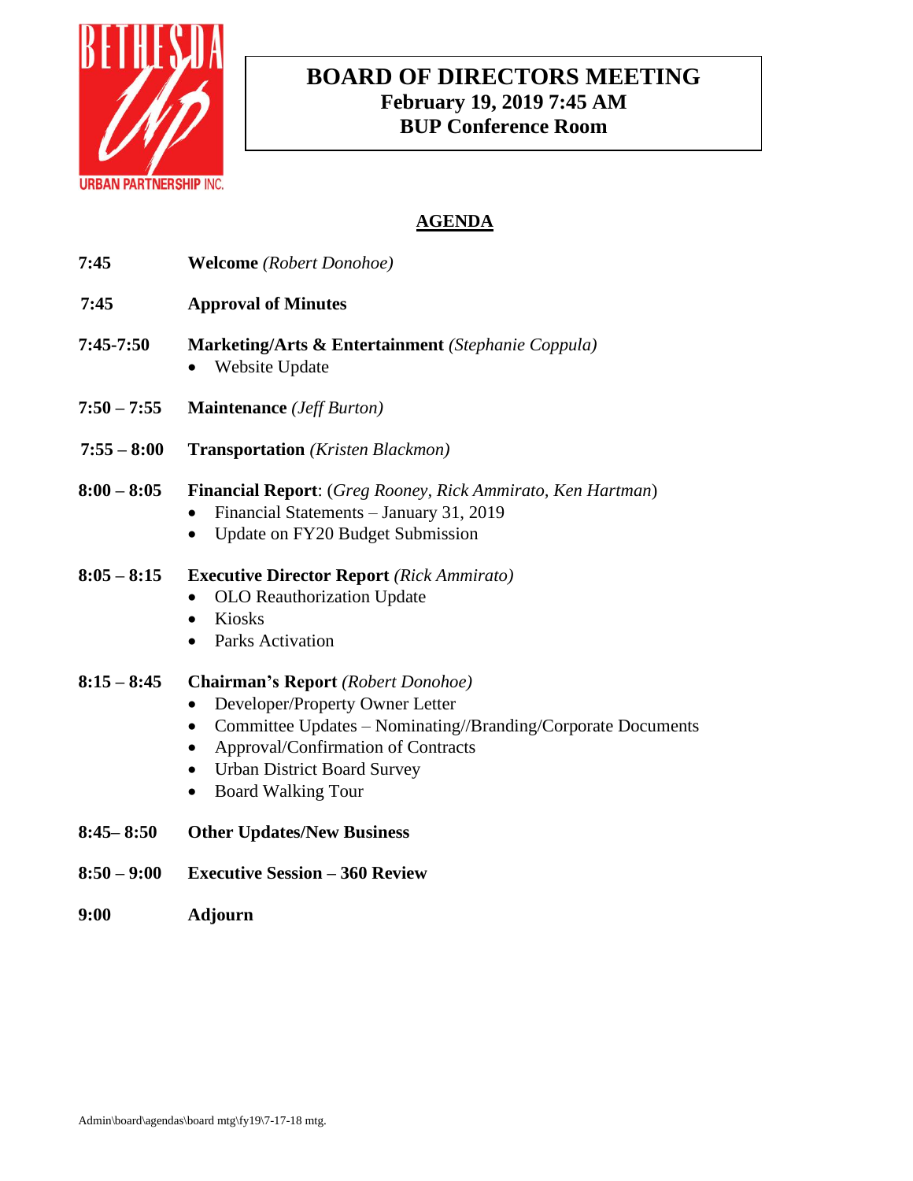# BOARD OF DIRECTORS MEETING
**February 19, 2019 7:45 AM**
**BUP Conference Room**

## AGENDA

**7:45** **Welcome** *(Robert Donohoe)*

**7:45** **Approval of Minutes**

**7:45-7:50** **Marketing/Arts & Entertainment** *(Stephanie Coppula)*
- Website Update

**7:50 – 7:55** **Maintenance** *(Jeff Burton)*

**7:55 – 8:00** **Transportation** *(Kristen Blackmon)*

**8:00 – 8:05** **Financial Report**: (*Greg Rooney, Rick Ammirato, Ken Hartman*)
- Financial Statements – January 31, 2019
- Update on FY20 Budget Submission

**8:05 – 8:15** **Executive Director Report** *(Rick Ammirato)*
- OLO Reauthorization Update
- Kiosks
- Parks Activation

**8:15 – 8:45** **Chairman's Report** *(Robert Donohoe)*
- Developer/Property Owner Letter
- Committee Updates – Nominating//Branding/Corporate Documents
- Approval/Confirmation of Contracts
- Urban District Board Survey
- Board Walking Tour

**8:45– 8:50** **Other Updates/New Business**

**8:50 – 9:00** **Executive Session – 360 Review**

**9:00** **Adjourn**

Admin\board\agendas\board mtg\fy19\7-17-18 mtg.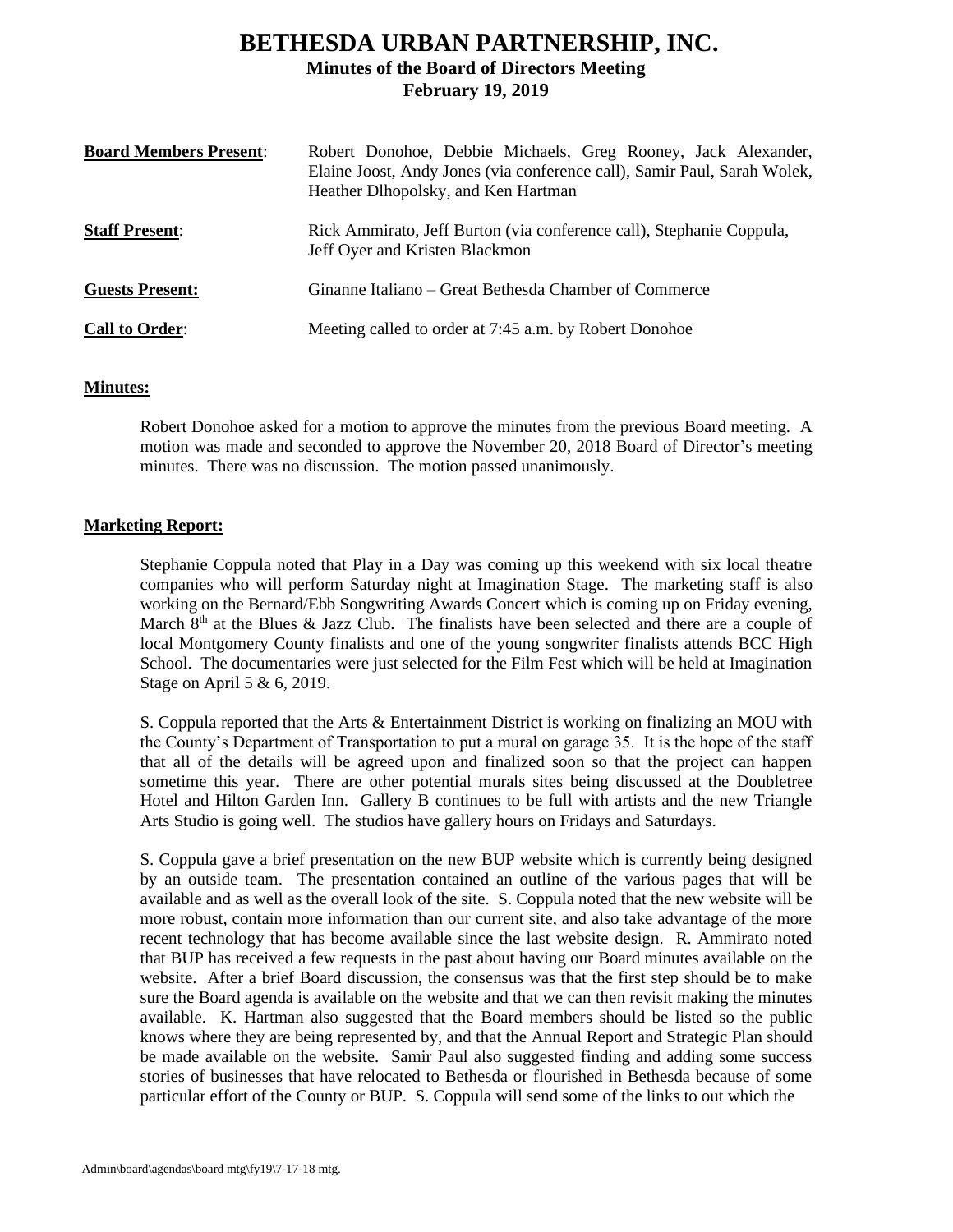# BETHESDA URBAN PARTNERSHIP, INC.

## Minutes of the Board of Directors Meeting

### February 19, 2019

| | |
|---|---|
| **Board Members Present**: | Robert Donohoe, Debbie Michaels, Greg Rooney, Jack Alexander, Elaine Joost, Andy Jones (via conference call), Samir Paul, Sarah Wolek, Heather Dlhopolsky, and Ken Hartman |
| **Staff Present**: | Rick Ammirato, Jeff Burton (via conference call), Stephanie Coppula, Jeff Oyer and Kristen Blackmon |
| **Guests Present:** | Ginanne Italiano – Great Bethesda Chamber of Commerce |
| **Call to Order**: | Meeting called to order at 7:45 a.m. by Robert Donohoe |

**Minutes:**

Robert Donohoe asked for a motion to approve the minutes from the previous Board meeting. A motion was made and seconded to approve the November 20, 2018 Board of Director's meeting minutes. There was no discussion. The motion passed unanimously.

**Marketing Report:**

Stephanie Coppula noted that Play in a Day was coming up this weekend with six local theatre companies who will perform Saturday night at Imagination Stage. The marketing staff is also working on the Bernard/Ebb Songwriting Awards Concert which is coming up on Friday evening, March 8th at the Blues & Jazz Club. The finalists have been selected and there are a couple of local Montgomery County finalists and one of the young songwriter finalists attends BCC High School. The documentaries were just selected for the Film Fest which will be held at Imagination Stage on April 5 & 6, 2019.

S. Coppula reported that the Arts & Entertainment District is working on finalizing an MOU with the County's Department of Transportation to put a mural on garage 35. It is the hope of the staff that all of the details will be agreed upon and finalized soon so that the project can happen sometime this year. There are other potential murals sites being discussed at the Doubletree Hotel and Hilton Garden Inn. Gallery B continues to be full with artists and the new Triangle Arts Studio is going well. The studios have gallery hours on Fridays and Saturdays.

S. Coppula gave a brief presentation on the new BUP website which is currently being designed by an outside team. The presentation contained an outline of the various pages that will be available and as well as the overall look of the site. S. Coppula noted that the new website will be more robust, contain more information than our current site, and also take advantage of the more recent technology that has become available since the last website design. R. Ammirato noted that BUP has received a few requests in the past about having our Board minutes available on the website. After a brief Board discussion, the consensus was that the first step should be to make sure the Board agenda is available on the website and that we can then revisit making the minutes available. K. Hartman also suggested that the Board members should be listed so the public knows where they are being represented by, and that the Annual Report and Strategic Plan should be made available on the website. Samir Paul also suggested finding and adding some success stories of businesses that have relocated to Bethesda or flourished in Bethesda because of some particular effort of the County or BUP. S. Coppula will send some of the links to out which the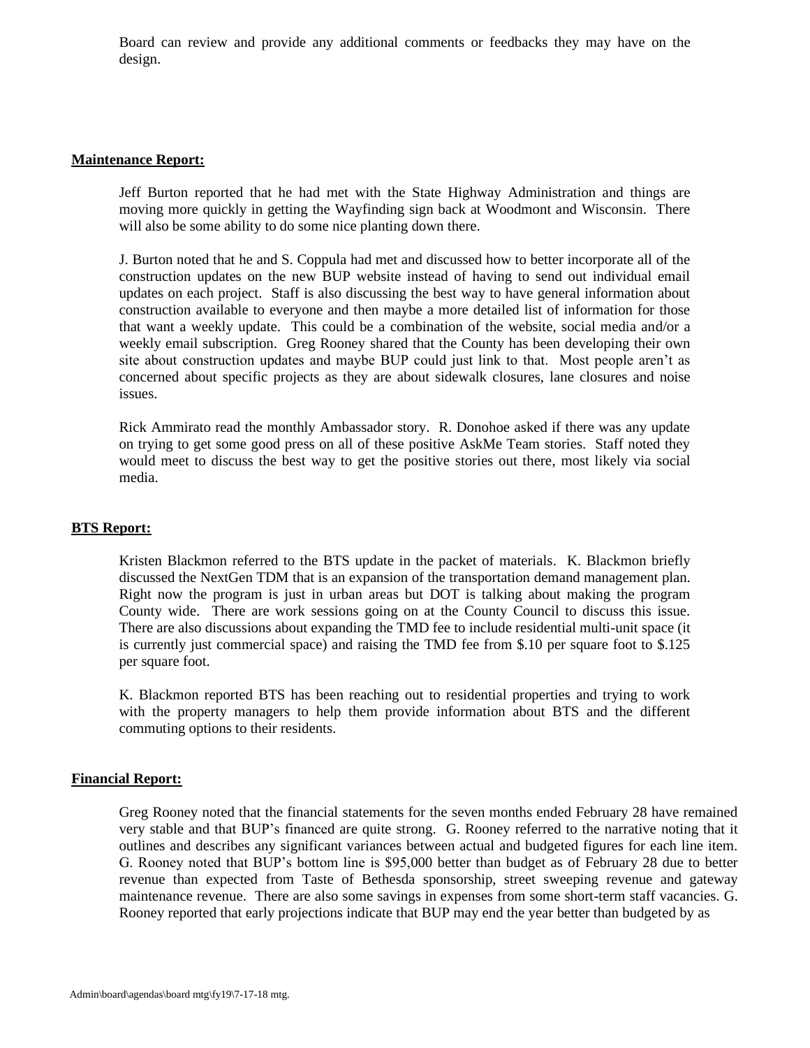Board can review and provide any additional comments or feedbacks they may have on the design.

**Maintenance Report:**

Jeff Burton reported that he had met with the State Highway Administration and things are moving more quickly in getting the Wayfinding sign back at Woodmont and Wisconsin. There will also be some ability to do some nice planting down there.

J. Burton noted that he and S. Coppula had met and discussed how to better incorporate all of the construction updates on the new BUP website instead of having to send out individual email updates on each project. Staff is also discussing the best way to have general information about construction available to everyone and then maybe a more detailed list of information for those that want a weekly update. This could be a combination of the website, social media and/or a weekly email subscription. Greg Rooney shared that the County has been developing their own site about construction updates and maybe BUP could just link to that. Most people aren't as concerned about specific projects as they are about sidewalk closures, lane closures and noise issues.

Rick Ammirato read the monthly Ambassador story. R. Donohoe asked if there was any update on trying to get some good press on all of these positive AskMe Team stories. Staff noted they would meet to discuss the best way to get the positive stories out there, most likely via social media.

**BTS Report:**

Kristen Blackmon referred to the BTS update in the packet of materials. K. Blackmon briefly discussed the NextGen TDM that is an expansion of the transportation demand management plan. Right now the program is just in urban areas but DOT is talking about making the program County wide. There are work sessions going on at the County Council to discuss this issue. There are also discussions about expanding the TMD fee to include residential multi-unit space (it is currently just commercial space) and raising the TMD fee from \$.10 per square foot to \$.125 per square foot.

K. Blackmon reported BTS has been reaching out to residential properties and trying to work with the property managers to help them provide information about BTS and the different commuting options to their residents.

**Financial Report:**

Greg Rooney noted that the financial statements for the seven months ended February 28 have remained very stable and that BUP's financed are quite strong. G. Rooney referred to the narrative noting that it outlines and describes any significant variances between actual and budgeted figures for each line item. G. Rooney noted that BUP's bottom line is \$95,000 better than budget as of February 28 due to better revenue than expected from Taste of Bethesda sponsorship, street sweeping revenue and gateway maintenance revenue. There are also some savings in expenses from some short-term staff vacancies. G. Rooney reported that early projections indicate that BUP may end the year better than budgeted by as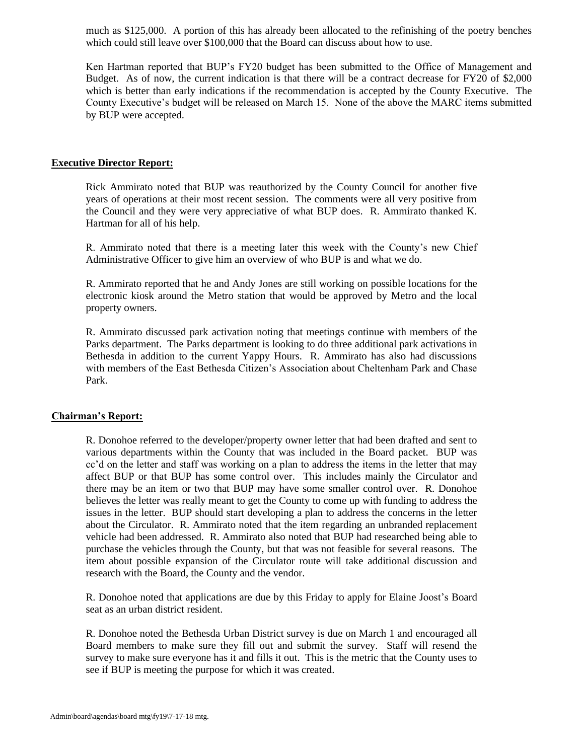much as $125,000. A portion of this has already been allocated to the refinishing of the poetry benches which could still leave over $100,000 that the Board can discuss about how to use.

Ken Hartman reported that BUP's FY20 budget has been submitted to the Office of Management and Budget. As of now, the current indication is that there will be a contract decrease for FY20 of $2,000 which is better than early indications if the recommendation is accepted by the County Executive. The County Executive's budget will be released on March 15. None of the above the MARC items submitted by BUP were accepted.

**Executive Director Report:**

Rick Ammirato noted that BUP was reauthorized by the County Council for another five years of operations at their most recent session. The comments were all very positive from the Council and they were very appreciative of what BUP does. R. Ammirato thanked K. Hartman for all of his help.

R. Ammirato noted that there is a meeting later this week with the County's new Chief Administrative Officer to give him an overview of who BUP is and what we do.

R. Ammirato reported that he and Andy Jones are still working on possible locations for the electronic kiosk around the Metro station that would be approved by Metro and the local property owners.

R. Ammirato discussed park activation noting that meetings continue with members of the Parks department. The Parks department is looking to do three additional park activations in Bethesda in addition to the current Yappy Hours. R. Ammirato has also had discussions with members of the East Bethesda Citizen's Association about Cheltenham Park and Chase Park.

**Chairman's Report:**

R. Donohoe referred to the developer/property owner letter that had been drafted and sent to various departments within the County that was included in the Board packet. BUP was cc'd on the letter and staff was working on a plan to address the items in the letter that may affect BUP or that BUP has some control over. This includes mainly the Circulator and there may be an item or two that BUP may have some smaller control over. R. Donohoe believes the letter was really meant to get the County to come up with funding to address the issues in the letter. BUP should start developing a plan to address the concerns in the letter about the Circulator. R. Ammirato noted that the item regarding an unbranded replacement vehicle had been addressed. R. Ammirato also noted that BUP had researched being able to purchase the vehicles through the County, but that was not feasible for several reasons. The item about possible expansion of the Circulator route will take additional discussion and research with the Board, the County and the vendor.

R. Donohoe noted that applications are due by this Friday to apply for Elaine Joost's Board seat as an urban district resident.

R. Donohoe noted the Bethesda Urban District survey is due on March 1 and encouraged all Board members to make sure they fill out and submit the survey. Staff will resend the survey to make sure everyone has it and fills it out. This is the metric that the County uses to see if BUP is meeting the purpose for which it was created.

Admin\board\agendas\board mtg\fy19\7-17-18 mtg.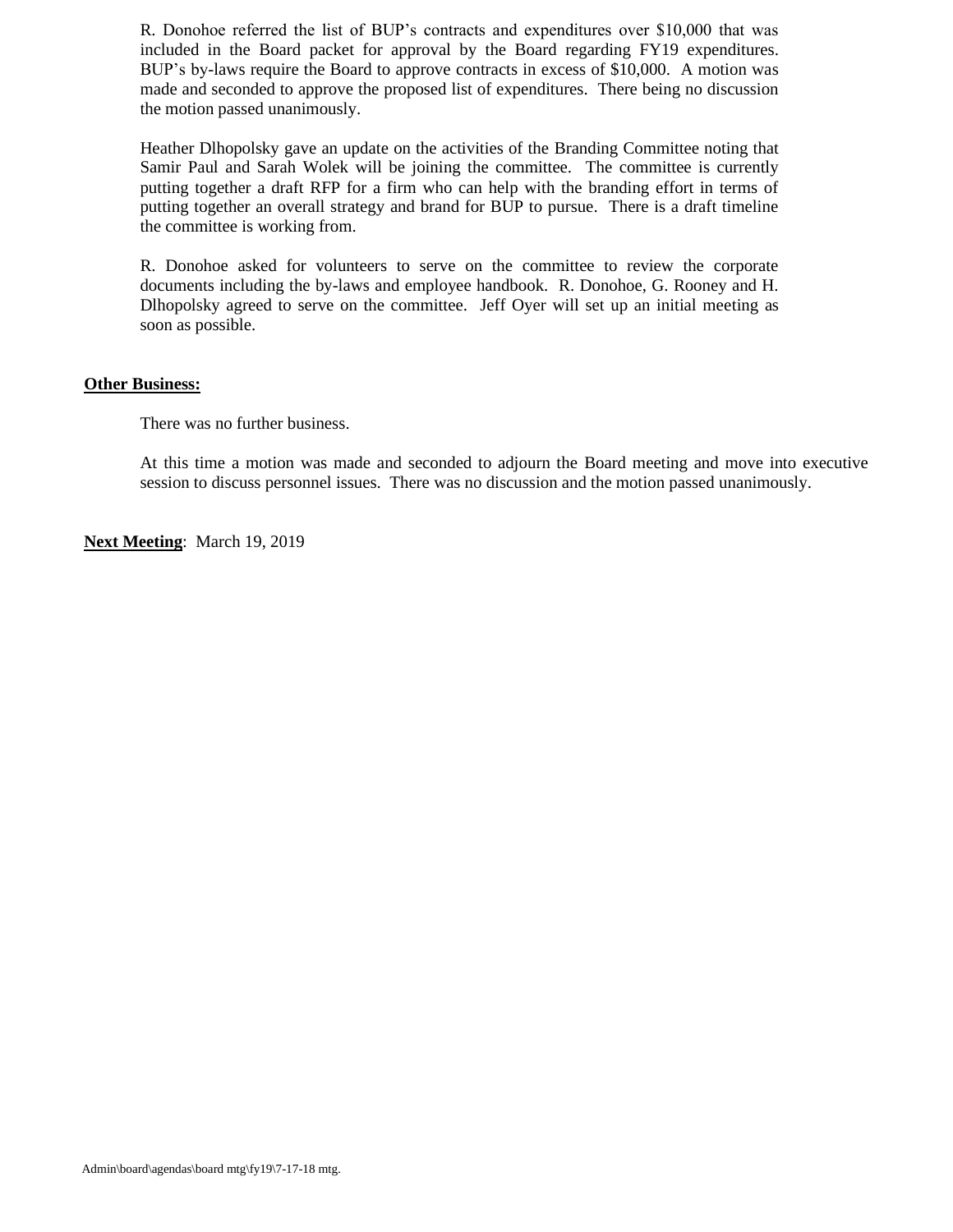R. Donohoe referred the list of BUP's contracts and expenditures over $10,000 that was included in the Board packet for approval by the Board regarding FY19 expenditures. BUP's by-laws require the Board to approve contracts in excess of $10,000. A motion was made and seconded to approve the proposed list of expenditures. There being no discussion the motion passed unanimously.

Heather Dlhopolsky gave an update on the activities of the Branding Committee noting that Samir Paul and Sarah Wolek will be joining the committee. The committee is currently putting together a draft RFP for a firm who can help with the branding effort in terms of putting together an overall strategy and brand for BUP to pursue. There is a draft timeline the committee is working from.

R. Donohoe asked for volunteers to serve on the committee to review the corporate documents including the by-laws and employee handbook. R. Donohoe, G. Rooney and H. Dlhopolsky agreed to serve on the committee. Jeff Oyer will set up an initial meeting as soon as possible.

**Other Business:**

There was no further business.

At this time a motion was made and seconded to adjourn the Board meeting and move into executive session to discuss personnel issues. There was no discussion and the motion passed unanimously.

**Next Meeting**: March 19, 2019

Admin\board\agendas\board mtg\fy19\7-17-18 mtg.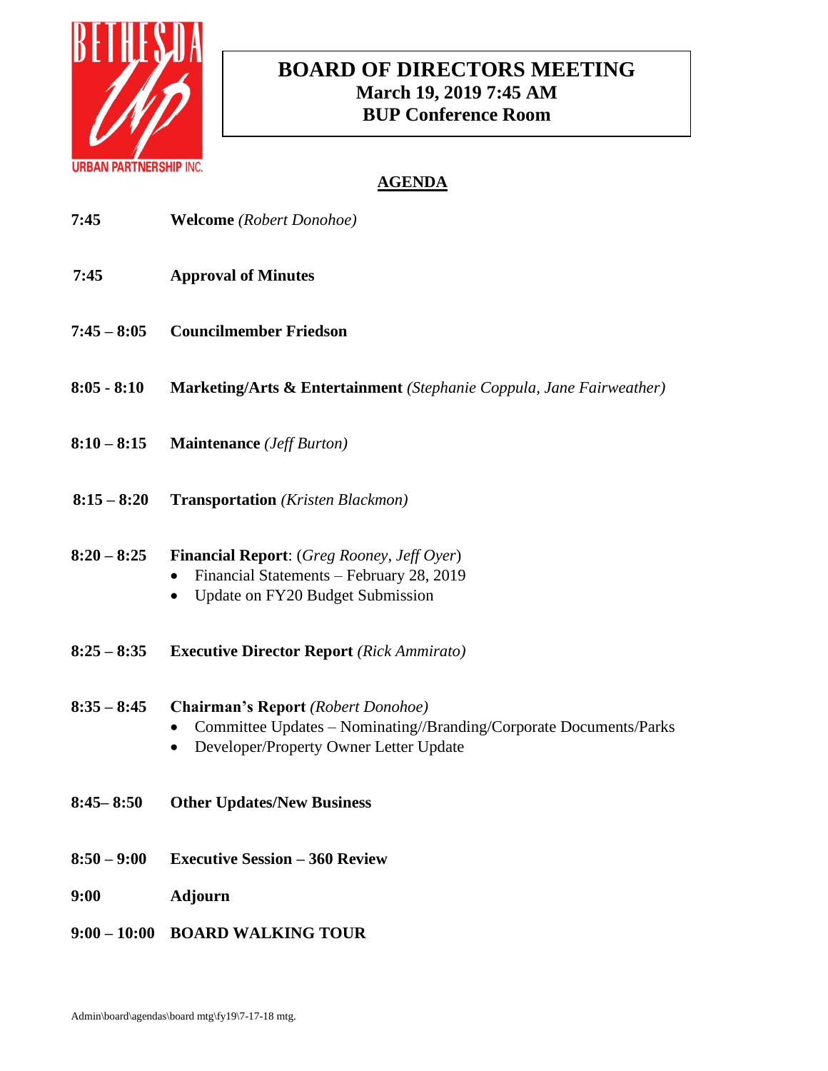BETHESDA Up URBAN PARTNERSHIP INC.

# BOARD OF DIRECTORS MEETING
**March 19, 2019 7:45 AM**
**BUP Conference Room**

## AGENDA

**7:45** **Welcome** *(Robert Donohoe)*

**7:45** **Approval of Minutes**

**7:45 – 8:05** **Councilmember Friedson**

**8:05 - 8:10** **Marketing/Arts & Entertainment** *(Stephanie Coppula, Jane Fairweather)*

**8:10 – 8:15** **Maintenance** *(Jeff Burton)*

**8:15 – 8:20** **Transportation** *(Kristen Blackmon)*

**8:20 – 8:25** **Financial Report**: (*Greg Rooney*, *Jeff Oyer*)

- Financial Statements – February 28, 2019
- Update on FY20 Budget Submission

**8:25 – 8:35** **Executive Director Report** *(Rick Ammirato)*

**8:35 – 8:45** **Chairman's Report** *(Robert Donohoe)*

- Committee Updates – Nominating//Branding/Corporate Documents/Parks
- Developer/Property Owner Letter Update

**8:45– 8:50** **Other Updates/New Business**

**8:50 – 9:00** **Executive Session – 360 Review**

**9:00** **Adjourn**

**9:00 – 10:00** **BOARD WALKING TOUR**

Admin\board\agendas\board mtg\fy19\7-17-18 mtg.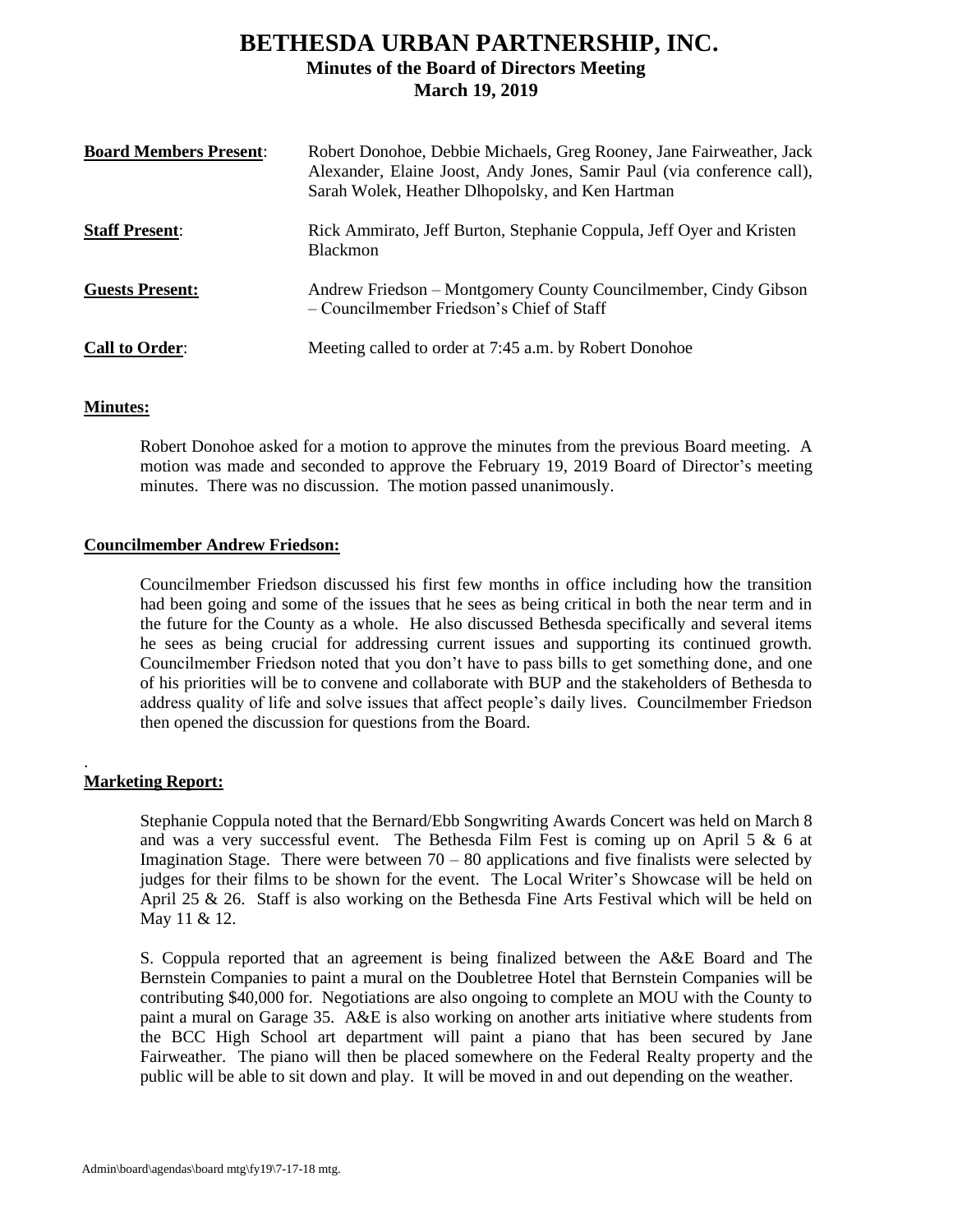# BETHESDA URBAN PARTNERSHIP, INC.

## Minutes of the Board of Directors Meeting

## March 19, 2019

| | |
|---|---|
| **Board Members Present**: | Robert Donohoe, Debbie Michaels, Greg Rooney, Jane Fairweather, Jack Alexander, Elaine Joost, Andy Jones, Samir Paul (via conference call), Sarah Wolek, Heather Dlhopolsky, and Ken Hartman |
| **Staff Present**: | Rick Ammirato, Jeff Burton, Stephanie Coppula, Jeff Oyer and Kristen Blackmon |
| **Guests Present:** | Andrew Friedson – Montgomery County Councilmember, Cindy Gibson – Councilmember Friedson's Chief of Staff |
| **Call to Order**: | Meeting called to order at 7:45 a.m. by Robert Donohoe |

**Minutes:**

Robert Donohoe asked for a motion to approve the minutes from the previous Board meeting. A motion was made and seconded to approve the February 19, 2019 Board of Director's meeting minutes. There was no discussion. The motion passed unanimously.

**Councilmember Andrew Friedson:**

Councilmember Friedson discussed his first few months in office including how the transition had been going and some of the issues that he sees as being critical in both the near term and in the future for the County as a whole. He also discussed Bethesda specifically and several items he sees as being crucial for addressing current issues and supporting its continued growth. Councilmember Friedson noted that you don't have to pass bills to get something done, and one of his priorities will be to convene and collaborate with BUP and the stakeholders of Bethesda to address quality of life and solve issues that affect people's daily lives. Councilmember Friedson then opened the discussion for questions from the Board.

.

**Marketing Report:**

Stephanie Coppula noted that the Bernard/Ebb Songwriting Awards Concert was held on March 8 and was a very successful event. The Bethesda Film Fest is coming up on April 5 & 6 at Imagination Stage. There were between 70 – 80 applications and five finalists were selected by judges for their films to be shown for the event. The Local Writer's Showcase will be held on April 25 & 26. Staff is also working on the Bethesda Fine Arts Festival which will be held on May 11 & 12.

S. Coppula reported that an agreement is being finalized between the A&E Board and The Bernstein Companies to paint a mural on the Doubletree Hotel that Bernstein Companies will be contributing $40,000 for. Negotiations are also ongoing to complete an MOU with the County to paint a mural on Garage 35. A&E is also working on another arts initiative where students from the BCC High School art department will paint a piano that has been secured by Jane Fairweather. The piano will then be placed somewhere on the Federal Realty property and the public will be able to sit down and play. It will be moved in and out depending on the weather.

Admin\board\agendas\board mtg\fy19\7-17-18 mtg.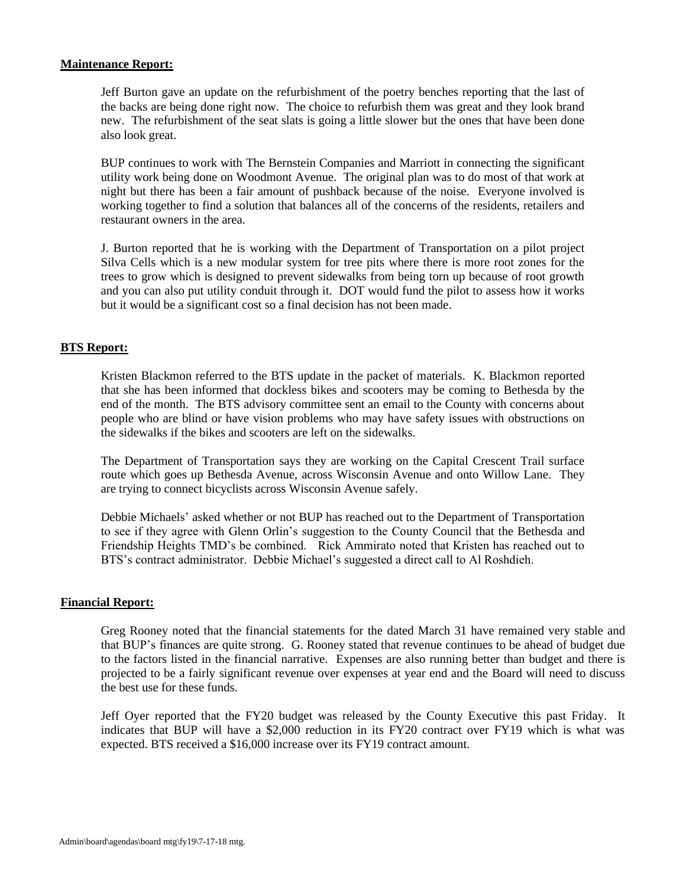**Maintenance Report:**

Jeff Burton gave an update on the refurbishment of the poetry benches reporting that the last of the backs are being done right now. The choice to refurbish them was great and they look brand new. The refurbishment of the seat slats is going a little slower but the ones that have been done also look great.

BUP continues to work with The Bernstein Companies and Marriott in connecting the significant utility work being done on Woodmont Avenue. The original plan was to do most of that work at night but there has been a fair amount of pushback because of the noise. Everyone involved is working together to find a solution that balances all of the concerns of the residents, retailers and restaurant owners in the area.

J. Burton reported that he is working with the Department of Transportation on a pilot project Silva Cells which is a new modular system for tree pits where there is more root zones for the trees to grow which is designed to prevent sidewalks from being torn up because of root growth and you can also put utility conduit through it. DOT would fund the pilot to assess how it works but it would be a significant cost so a final decision has not been made.

**BTS Report:**

Kristen Blackmon referred to the BTS update in the packet of materials. K. Blackmon reported that she has been informed that dockless bikes and scooters may be coming to Bethesda by the end of the month. The BTS advisory committee sent an email to the County with concerns about people who are blind or have vision problems who may have safety issues with obstructions on the sidewalks if the bikes and scooters are left on the sidewalks.

The Department of Transportation says they are working on the Capital Crescent Trail surface route which goes up Bethesda Avenue, across Wisconsin Avenue and onto Willow Lane. They are trying to connect bicyclists across Wisconsin Avenue safely.

Debbie Michaels' asked whether or not BUP has reached out to the Department of Transportation to see if they agree with Glenn Orlin's suggestion to the County Council that the Bethesda and Friendship Heights TMD's be combined. Rick Ammirato noted that Kristen has reached out to BTS's contract administrator. Debbie Michael's suggested a direct call to Al Roshdieh.

**Financial Report:**

Greg Rooney noted that the financial statements for the dated March 31 have remained very stable and that BUP's finances are quite strong. G. Rooney stated that revenue continues to be ahead of budget due to the factors listed in the financial narrative. Expenses are also running better than budget and there is projected to be a fairly significant revenue over expenses at year end and the Board will need to discuss the best use for these funds.

Jeff Oyer reported that the FY20 budget was released by the County Executive this past Friday. It indicates that BUP will have a $2,000 reduction in its FY20 contract over FY19 which is what was expected. BTS received a $16,000 increase over its FY19 contract amount.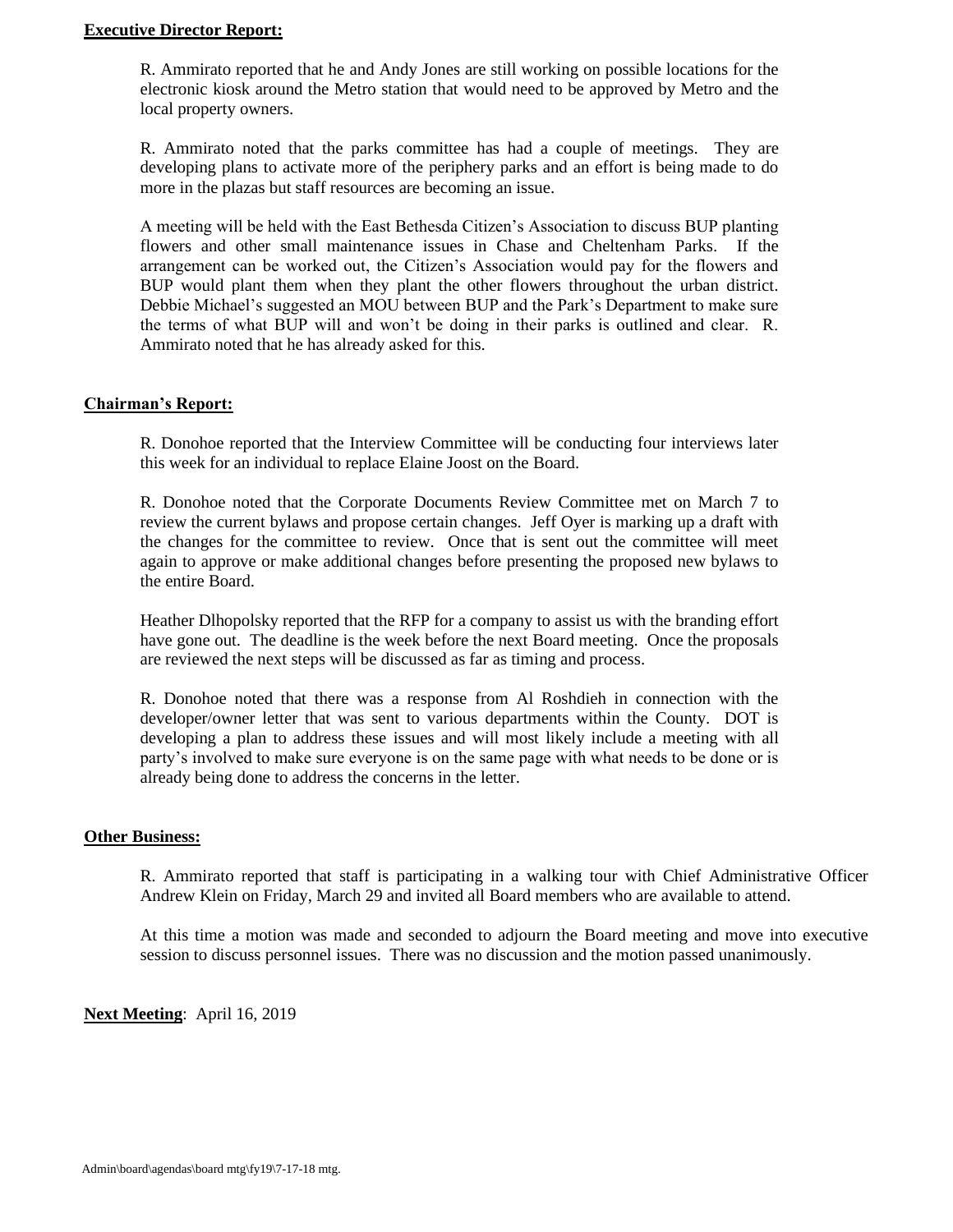**Executive Director Report:**

R. Ammirato reported that he and Andy Jones are still working on possible locations for the electronic kiosk around the Metro station that would need to be approved by Metro and the local property owners.

R. Ammirato noted that the parks committee has had a couple of meetings. They are developing plans to activate more of the periphery parks and an effort is being made to do more in the plazas but staff resources are becoming an issue.

A meeting will be held with the East Bethesda Citizen's Association to discuss BUP planting flowers and other small maintenance issues in Chase and Cheltenham Parks. If the arrangement can be worked out, the Citizen's Association would pay for the flowers and BUP would plant them when they plant the other flowers throughout the urban district. Debbie Michael's suggested an MOU between BUP and the Park's Department to make sure the terms of what BUP will and won't be doing in their parks is outlined and clear. R. Ammirato noted that he has already asked for this.

**Chairman's Report:**

R. Donohoe reported that the Interview Committee will be conducting four interviews later this week for an individual to replace Elaine Joost on the Board.

R. Donohoe noted that the Corporate Documents Review Committee met on March 7 to review the current bylaws and propose certain changes. Jeff Oyer is marking up a draft with the changes for the committee to review. Once that is sent out the committee will meet again to approve or make additional changes before presenting the proposed new bylaws to the entire Board.

Heather Dlhopolsky reported that the RFP for a company to assist us with the branding effort have gone out. The deadline is the week before the next Board meeting. Once the proposals are reviewed the next steps will be discussed as far as timing and process.

R. Donohoe noted that there was a response from Al Roshdieh in connection with the developer/owner letter that was sent to various departments within the County. DOT is developing a plan to address these issues and will most likely include a meeting with all party's involved to make sure everyone is on the same page with what needs to be done or is already being done to address the concerns in the letter.

**Other Business:**

R. Ammirato reported that staff is participating in a walking tour with Chief Administrative Officer Andrew Klein on Friday, March 29 and invited all Board members who are available to attend.

At this time a motion was made and seconded to adjourn the Board meeting and move into executive session to discuss personnel issues. There was no discussion and the motion passed unanimously.

**Next Meeting**: April 16, 2019

Admin\board\agendas\board mtg\fy19\7-17-18 mtg.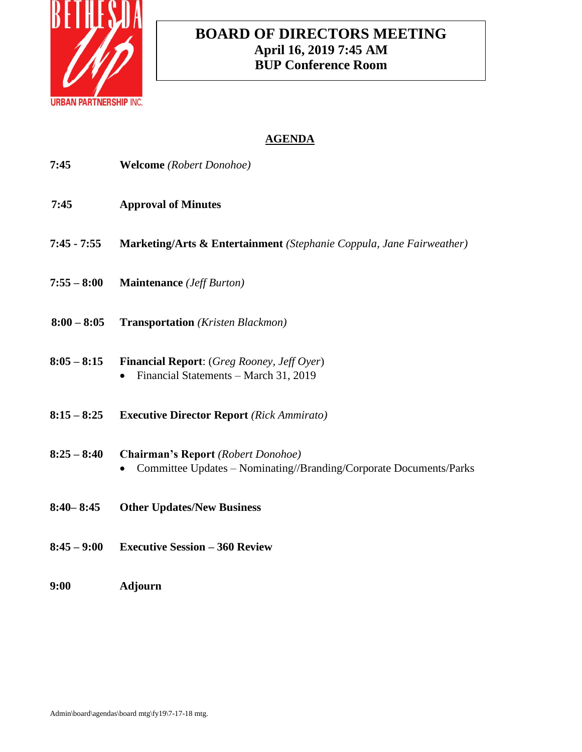# BOARD OF DIRECTORS MEETING

**April 16, 2019 7:45 AM**
**BUP Conference Room**

## AGENDA

| | |
|---|---|
| **7:45** | **Welcome** *(Robert Donohoe)* |
| **7:45** | **Approval of Minutes** |
| **7:45 - 7:55** | **Marketing/Arts & Entertainment** *(Stephanie Coppula, Jane Fairweather)* |
| **7:55 – 8:00** | **Maintenance** *(Jeff Burton)* |
| **8:00 – 8:05** | **Transportation** *(Kristen Blackmon)* |
| **8:05 – 8:15** | **Financial Report**: (*Greg Rooney*, *Jeff Oyer*)<br>• Financial Statements – March 31, 2019 |
| **8:15 – 8:25** | **Executive Director Report** *(Rick Ammirato)* |
| **8:25 – 8:40** | **Chairman's Report** *(Robert Donohoe)*<br>• Committee Updates – Nominating//Branding/Corporate Documents/Parks |
| **8:40– 8:45** | **Other Updates/New Business** |
| **8:45 – 9:00** | **Executive Session – 360 Review** |
| **9:00** | **Adjourn** |

Admin\board\agendas\board mtg\fy19\7-17-18 mtg.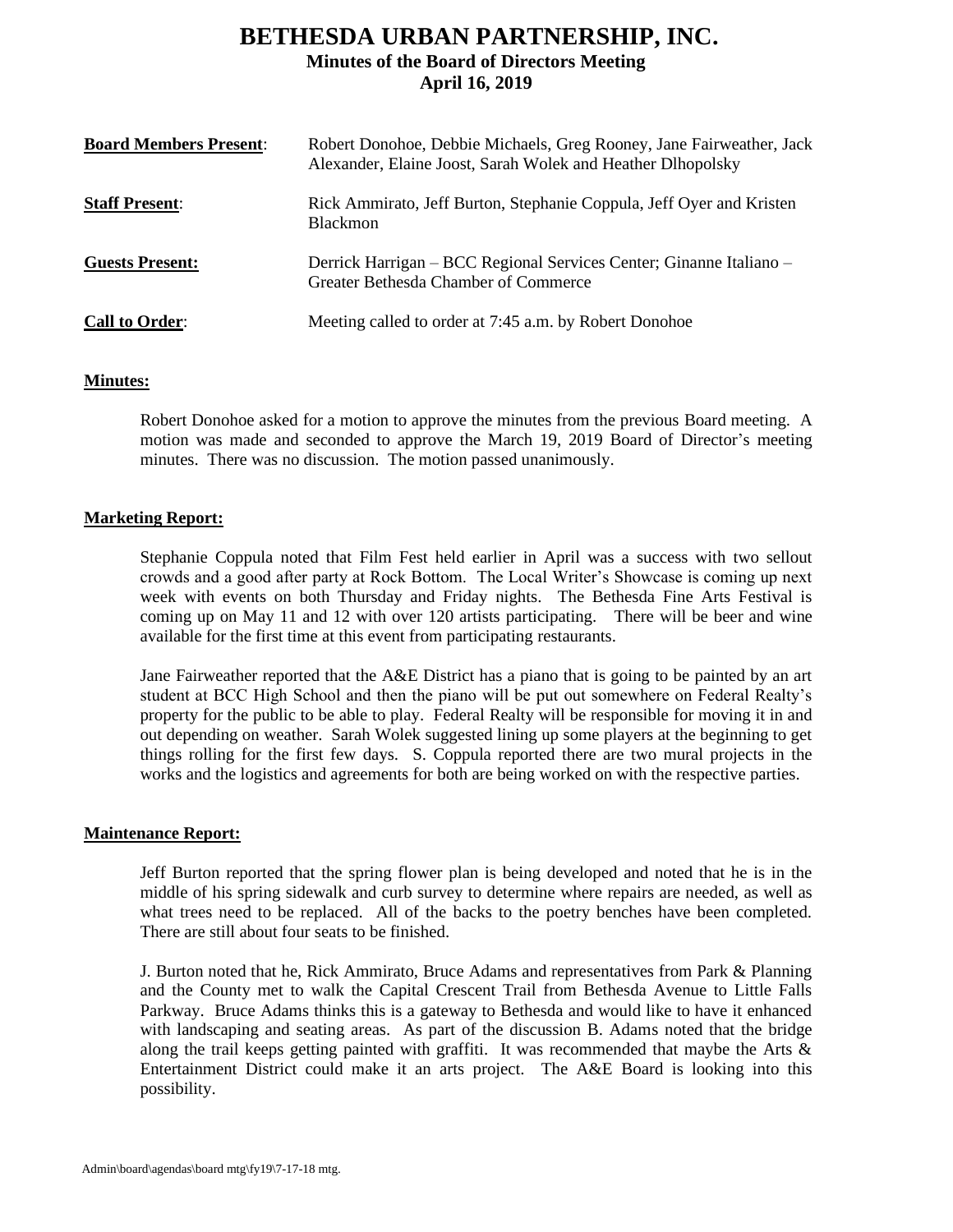# BETHESDA URBAN PARTNERSHIP, INC.

**Minutes of the Board of Directors Meeting**
**April 16, 2019**

| | |
|---|---|
| **Board Members Present**: | Robert Donohoe, Debbie Michaels, Greg Rooney, Jane Fairweather, Jack Alexander, Elaine Joost, Sarah Wolek and Heather Dlhopolsky |
| **Staff Present**: | Rick Ammirato, Jeff Burton, Stephanie Coppula, Jeff Oyer and Kristen Blackmon |
| **Guests Present:** | Derrick Harrigan – BCC Regional Services Center; Ginanne Italiano – Greater Bethesda Chamber of Commerce |
| **Call to Order**: | Meeting called to order at 7:45 a.m. by Robert Donohoe |

**Minutes:**

Robert Donohoe asked for a motion to approve the minutes from the previous Board meeting. A motion was made and seconded to approve the March 19, 2019 Board of Director's meeting minutes. There was no discussion. The motion passed unanimously.

**Marketing Report:**

Stephanie Coppula noted that Film Fest held earlier in April was a success with two sellout crowds and a good after party at Rock Bottom. The Local Writer's Showcase is coming up next week with events on both Thursday and Friday nights. The Bethesda Fine Arts Festival is coming up on May 11 and 12 with over 120 artists participating. There will be beer and wine available for the first time at this event from participating restaurants.

Jane Fairweather reported that the A&E District has a piano that is going to be painted by an art student at BCC High School and then the piano will be put out somewhere on Federal Realty's property for the public to be able to play. Federal Realty will be responsible for moving it in and out depending on weather. Sarah Wolek suggested lining up some players at the beginning to get things rolling for the first few days. S. Coppula reported there are two mural projects in the works and the logistics and agreements for both are being worked on with the respective parties.

**Maintenance Report:**

Jeff Burton reported that the spring flower plan is being developed and noted that he is in the middle of his spring sidewalk and curb survey to determine where repairs are needed, as well as what trees need to be replaced. All of the backs to the poetry benches have been completed. There are still about four seats to be finished.

J. Burton noted that he, Rick Ammirato, Bruce Adams and representatives from Park & Planning and the County met to walk the Capital Crescent Trail from Bethesda Avenue to Little Falls Parkway. Bruce Adams thinks this is a gateway to Bethesda and would like to have it enhanced with landscaping and seating areas. As part of the discussion B. Adams noted that the bridge along the trail keeps getting painted with graffiti. It was recommended that maybe the Arts & Entertainment District could make it an arts project. The A&E Board is looking into this possibility.

Admin\board\agendas\board mtg\fy19\7-17-18 mtg.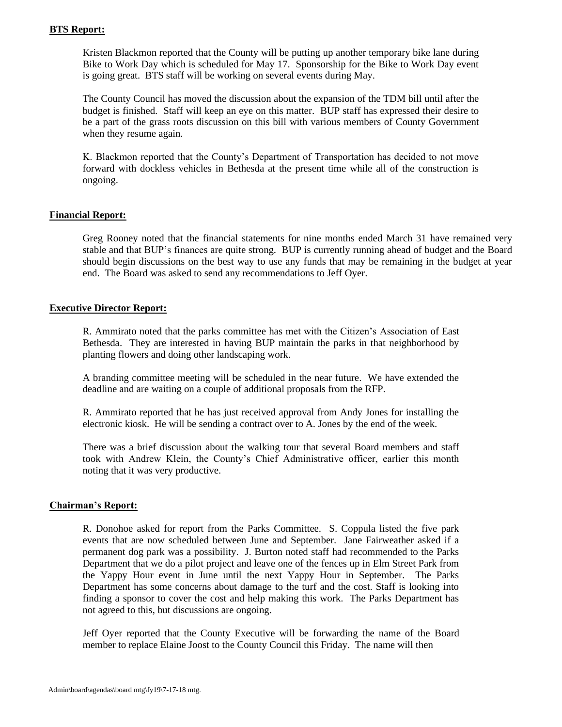**BTS Report:**

Kristen Blackmon reported that the County will be putting up another temporary bike lane during Bike to Work Day which is scheduled for May 17. Sponsorship for the Bike to Work Day event is going great. BTS staff will be working on several events during May.

The County Council has moved the discussion about the expansion of the TDM bill until after the budget is finished. Staff will keep an eye on this matter. BUP staff has expressed their desire to be a part of the grass roots discussion on this bill with various members of County Government when they resume again.

K. Blackmon reported that the County's Department of Transportation has decided to not move forward with dockless vehicles in Bethesda at the present time while all of the construction is ongoing.

**Financial Report:**

Greg Rooney noted that the financial statements for nine months ended March 31 have remained very stable and that BUP's finances are quite strong. BUP is currently running ahead of budget and the Board should begin discussions on the best way to use any funds that may be remaining in the budget at year end. The Board was asked to send any recommendations to Jeff Oyer.

**Executive Director Report:**

R. Ammirato noted that the parks committee has met with the Citizen's Association of East Bethesda. They are interested in having BUP maintain the parks in that neighborhood by planting flowers and doing other landscaping work.

A branding committee meeting will be scheduled in the near future. We have extended the deadline and are waiting on a couple of additional proposals from the RFP.

R. Ammirato reported that he has just received approval from Andy Jones for installing the electronic kiosk. He will be sending a contract over to A. Jones by the end of the week.

There was a brief discussion about the walking tour that several Board members and staff took with Andrew Klein, the County's Chief Administrative officer, earlier this month noting that it was very productive.

**Chairman's Report:**

R. Donohoe asked for report from the Parks Committee. S. Coppula listed the five park events that are now scheduled between June and September. Jane Fairweather asked if a permanent dog park was a possibility. J. Burton noted staff had recommended to the Parks Department that we do a pilot project and leave one of the fences up in Elm Street Park from the Yappy Hour event in June until the next Yappy Hour in September. The Parks Department has some concerns about damage to the turf and the cost. Staff is looking into finding a sponsor to cover the cost and help making this work. The Parks Department has not agreed to this, but discussions are ongoing.

Jeff Oyer reported that the County Executive will be forwarding the name of the Board member to replace Elaine Joost to the County Council this Friday. The name will then

Admin\board\agendas\board mtg\fy19\7-17-18 mtg.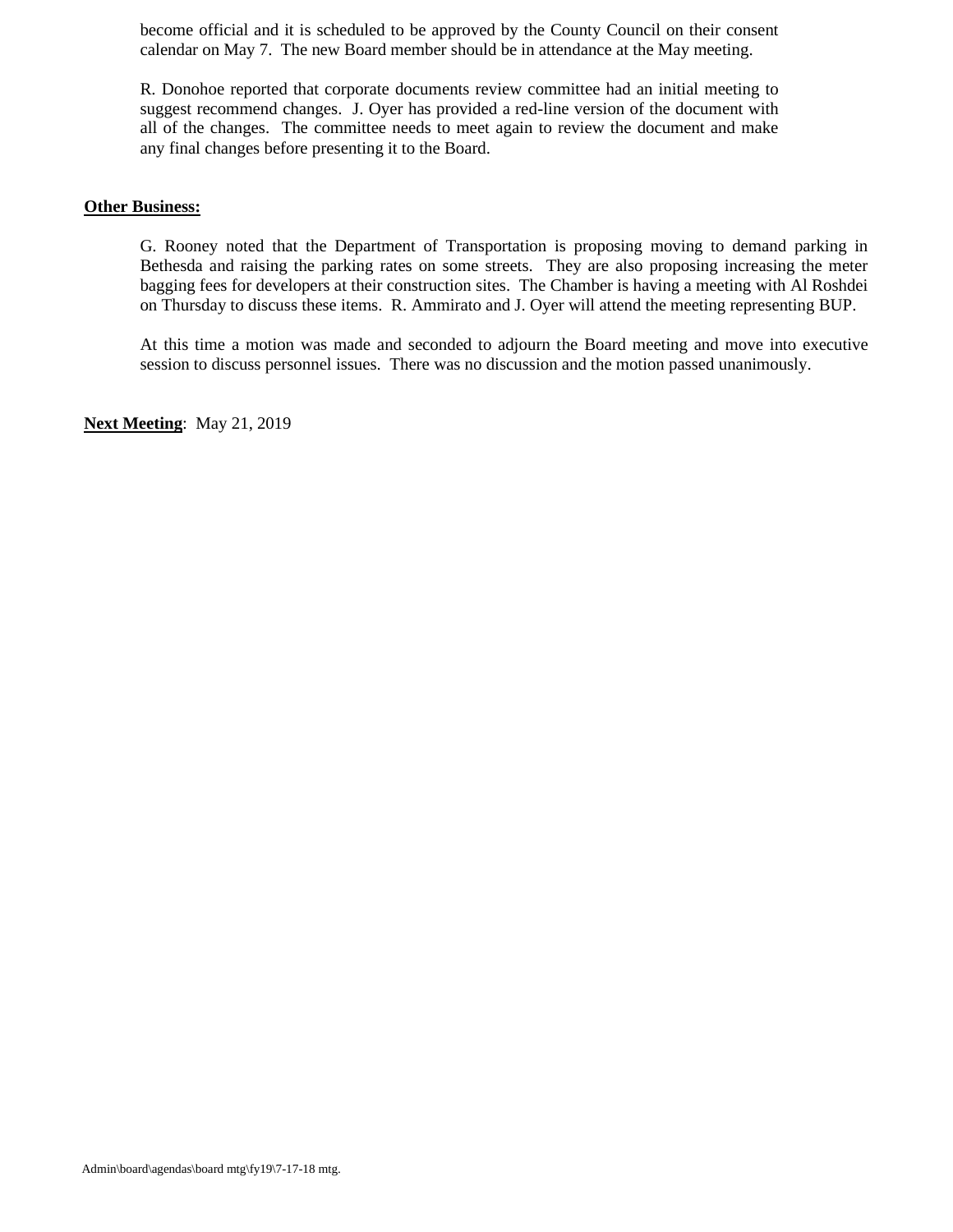become official and it is scheduled to be approved by the County Council on their consent calendar on May 7. The new Board member should be in attendance at the May meeting.

R. Donohoe reported that corporate documents review committee had an initial meeting to suggest recommend changes. J. Oyer has provided a red-line version of the document with all of the changes. The committee needs to meet again to review the document and make any final changes before presenting it to the Board.

**Other Business:**

G. Rooney noted that the Department of Transportation is proposing moving to demand parking in Bethesda and raising the parking rates on some streets. They are also proposing increasing the meter bagging fees for developers at their construction sites. The Chamber is having a meeting with Al Roshdei on Thursday to discuss these items. R. Ammirato and J. Oyer will attend the meeting representing BUP.

At this time a motion was made and seconded to adjourn the Board meeting and move into executive session to discuss personnel issues. There was no discussion and the motion passed unanimously.

**Next Meeting**: May 21, 2019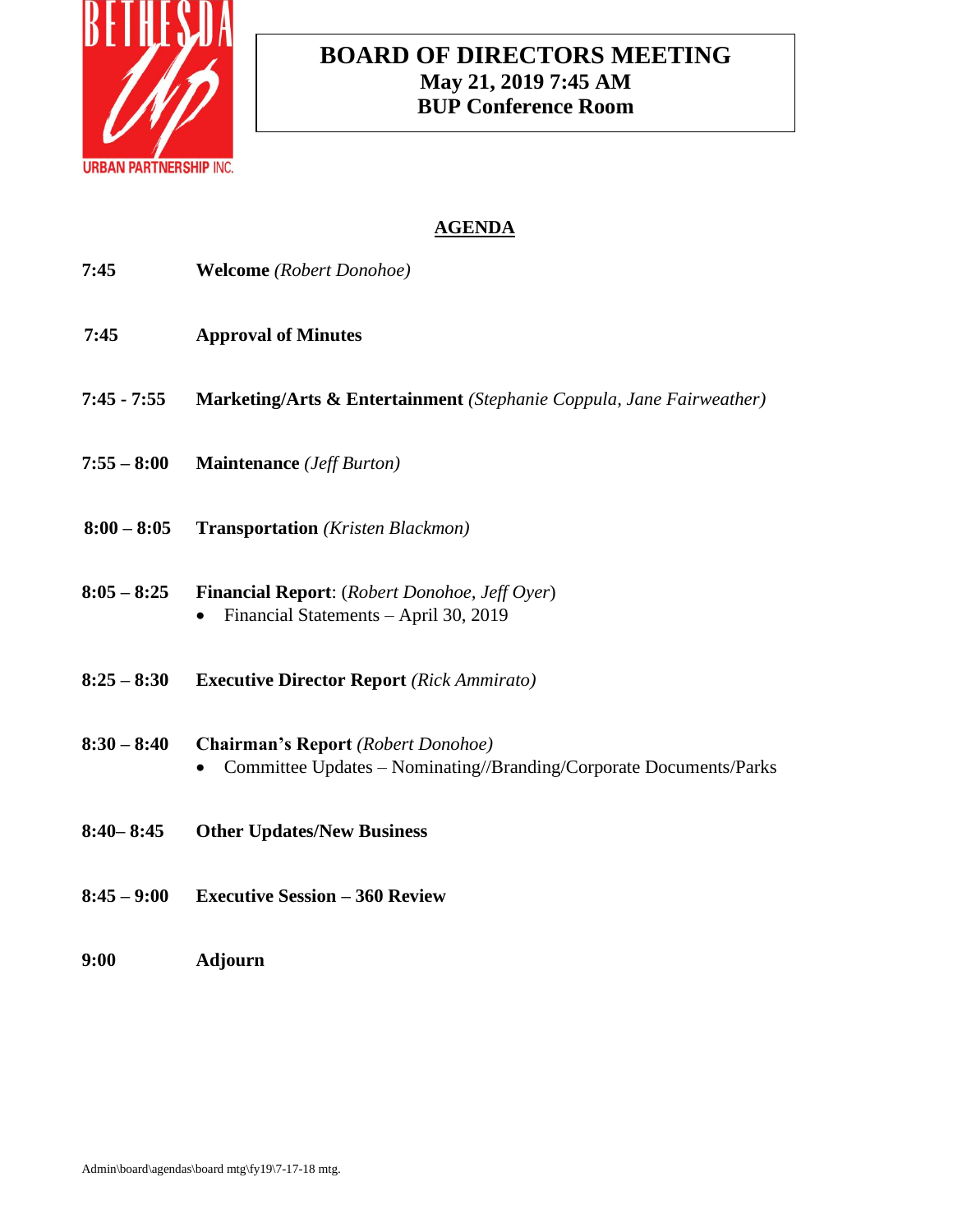# BOARD OF DIRECTORS MEETING
**May 21, 2019 7:45 AM**
**BUP Conference Room**

## AGENDA

| | |
|---|---|
| **7:45** | **Welcome** *(Robert Donohoe)* |
| **7:45** | **Approval of Minutes** |
| **7:45 - 7:55** | **Marketing/Arts & Entertainment** *(Stephanie Coppula, Jane Fairweather)* |
| **7:55 – 8:00** | **Maintenance** *(Jeff Burton)* |
| **8:00 – 8:05** | **Transportation** *(Kristen Blackmon)* |
| **8:05 – 8:25** | **Financial Report**: (*Robert Donohoe, Jeff Oyer*)<br>• Financial Statements – April 30, 2019 |
| **8:25 – 8:30** | **Executive Director Report** *(Rick Ammirato)* |
| **8:30 – 8:40** | **Chairman's Report** *(Robert Donohoe)*<br>• Committee Updates – Nominating//Branding/Corporate Documents/Parks |
| **8:40– 8:45** | **Other Updates/New Business** |
| **8:45 – 9:00** | **Executive Session – 360 Review** |
| **9:00** | **Adjourn** |

Admin\board\agendas\board mtg\fy19\7-17-18 mtg.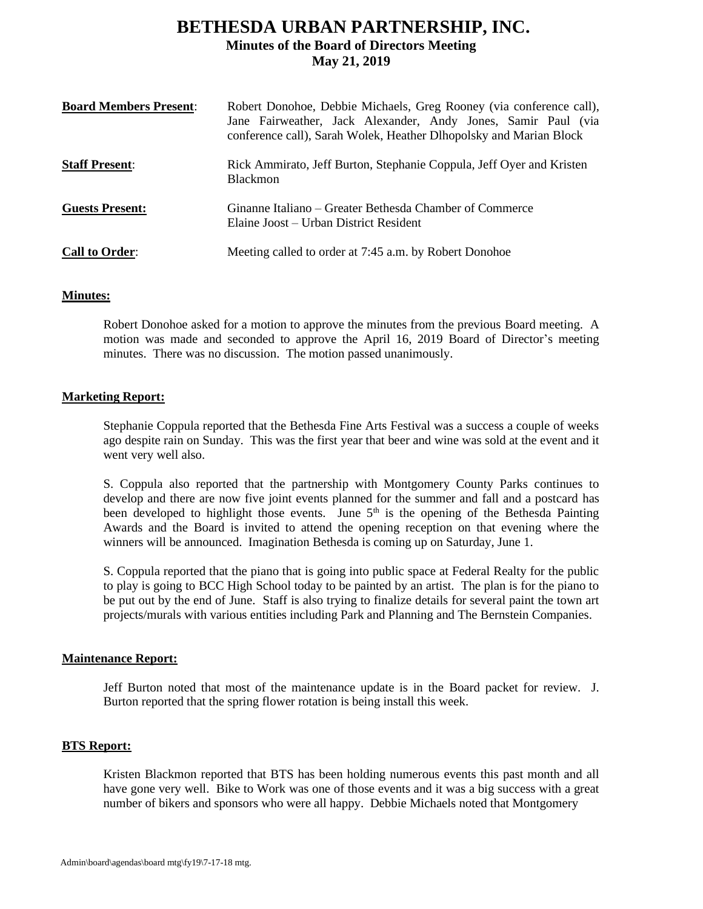# BETHESDA URBAN PARTNERSHIP, INC.

## Minutes of the Board of Directors Meeting

## May 21, 2019

**Board Members Present**: Robert Donohoe, Debbie Michaels, Greg Rooney (via conference call), Jane Fairweather, Jack Alexander, Andy Jones, Samir Paul (via conference call), Sarah Wolek, Heather Dlhopolsky and Marian Block

**Staff Present**: Rick Ammirato, Jeff Burton, Stephanie Coppula, Jeff Oyer and Kristen Blackmon

**Guests Present:** Ginanne Italiano – Greater Bethesda Chamber of Commerce
Elaine Joost – Urban District Resident

**Call to Order**: Meeting called to order at 7:45 a.m. by Robert Donohoe

**Minutes:**

Robert Donohoe asked for a motion to approve the minutes from the previous Board meeting. A motion was made and seconded to approve the April 16, 2019 Board of Director's meeting minutes. There was no discussion. The motion passed unanimously.

**Marketing Report:**

Stephanie Coppula reported that the Bethesda Fine Arts Festival was a success a couple of weeks ago despite rain on Sunday. This was the first year that beer and wine was sold at the event and it went very well also.

S. Coppula also reported that the partnership with Montgomery County Parks continues to develop and there are now five joint events planned for the summer and fall and a postcard has been developed to highlight those events. June 5th is the opening of the Bethesda Painting Awards and the Board is invited to attend the opening reception on that evening where the winners will be announced. Imagination Bethesda is coming up on Saturday, June 1.

S. Coppula reported that the piano that is going into public space at Federal Realty for the public to play is going to BCC High School today to be painted by an artist. The plan is for the piano to be put out by the end of June. Staff is also trying to finalize details for several paint the town art projects/murals with various entities including Park and Planning and The Bernstein Companies.

**Maintenance Report:**

Jeff Burton noted that most of the maintenance update is in the Board packet for review. J. Burton reported that the spring flower rotation is being install this week.

**BTS Report:**

Kristen Blackmon reported that BTS has been holding numerous events this past month and all have gone very well. Bike to Work was one of those events and it was a big success with a great number of bikers and sponsors who were all happy. Debbie Michaels noted that Montgomery

Admin\board\agendas\board mtg\fy19\7-17-18 mtg.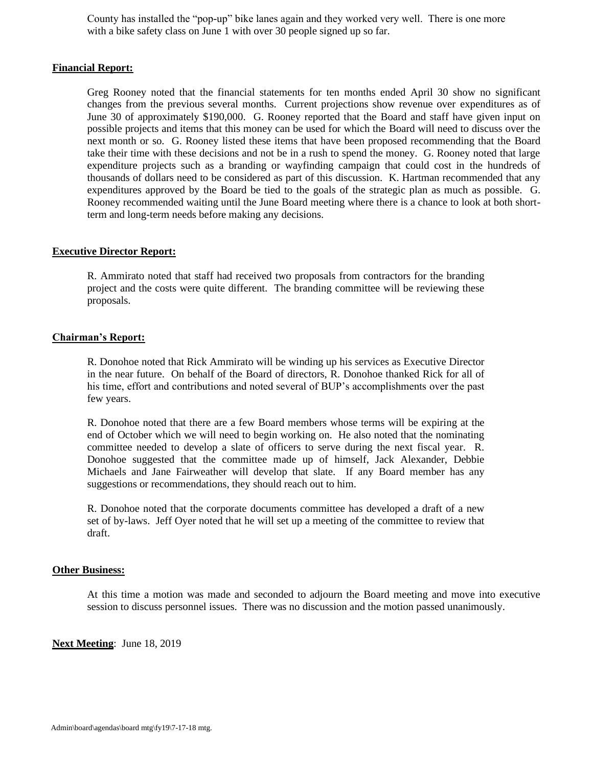County has installed the "pop-up" bike lanes again and they worked very well. There is one more with a bike safety class on June 1 with over 30 people signed up so far.

**Financial Report:**

Greg Rooney noted that the financial statements for ten months ended April 30 show no significant changes from the previous several months. Current projections show revenue over expenditures as of June 30 of approximately $190,000. G. Rooney reported that the Board and staff have given input on possible projects and items that this money can be used for which the Board will need to discuss over the next month or so. G. Rooney listed these items that have been proposed recommending that the Board take their time with these decisions and not be in a rush to spend the money. G. Rooney noted that large expenditure projects such as a branding or wayfinding campaign that could cost in the hundreds of thousands of dollars need to be considered as part of this discussion. K. Hartman recommended that any expenditures approved by the Board be tied to the goals of the strategic plan as much as possible. G. Rooney recommended waiting until the June Board meeting where there is a chance to look at both short-term and long-term needs before making any decisions.

**Executive Director Report:**

R. Ammirato noted that staff had received two proposals from contractors for the branding project and the costs were quite different. The branding committee will be reviewing these proposals.

**Chairman's Report:**

R. Donohoe noted that Rick Ammirato will be winding up his services as Executive Director in the near future. On behalf of the Board of directors, R. Donohoe thanked Rick for all of his time, effort and contributions and noted several of BUP's accomplishments over the past few years.

R. Donohoe noted that there are a few Board members whose terms will be expiring at the end of October which we will need to begin working on. He also noted that the nominating committee needed to develop a slate of officers to serve during the next fiscal year. R. Donohoe suggested that the committee made up of himself, Jack Alexander, Debbie Michaels and Jane Fairweather will develop that slate. If any Board member has any suggestions or recommendations, they should reach out to him.

R. Donohoe noted that the corporate documents committee has developed a draft of a new set of by-laws. Jeff Oyer noted that he will set up a meeting of the committee to review that draft.

**Other Business:**

At this time a motion was made and seconded to adjourn the Board meeting and move into executive session to discuss personnel issues. There was no discussion and the motion passed unanimously.

**Next Meeting**: June 18, 2019

Admin\board\agendas\board mtg\fy19\7-17-18 mtg.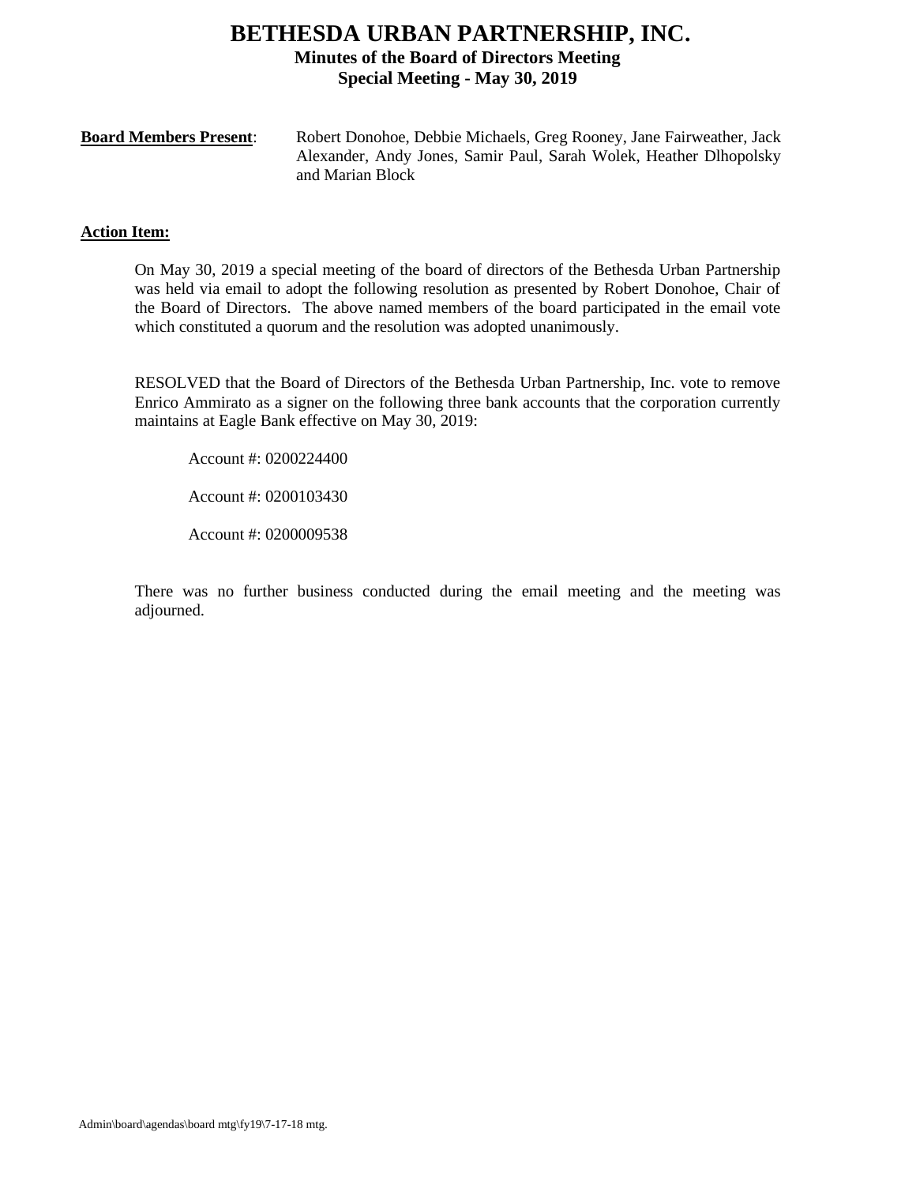# BETHESDA URBAN PARTNERSHIP, INC.

## Minutes of the Board of Directors Meeting

## Special Meeting - May 30, 2019

**Board Members Present**: Robert Donohoe, Debbie Michaels, Greg Rooney, Jane Fairweather, Jack Alexander, Andy Jones, Samir Paul, Sarah Wolek, Heather Dlhopolsky and Marian Block

**Action Item:**

On May 30, 2019 a special meeting of the board of directors of the Bethesda Urban Partnership was held via email to adopt the following resolution as presented by Robert Donohoe, Chair of the Board of Directors. The above named members of the board participated in the email vote which constituted a quorum and the resolution was adopted unanimously.

RESOLVED that the Board of Directors of the Bethesda Urban Partnership, Inc. vote to remove Enrico Ammirato as a signer on the following three bank accounts that the corporation currently maintains at Eagle Bank effective on May 30, 2019:

Account #: 0200224400

Account #: 0200103430

Account #: 0200009538

There was no further business conducted during the email meeting and the meeting was adjourned.

Admin\board\agendas\board mtg\fy19\7-17-18 mtg.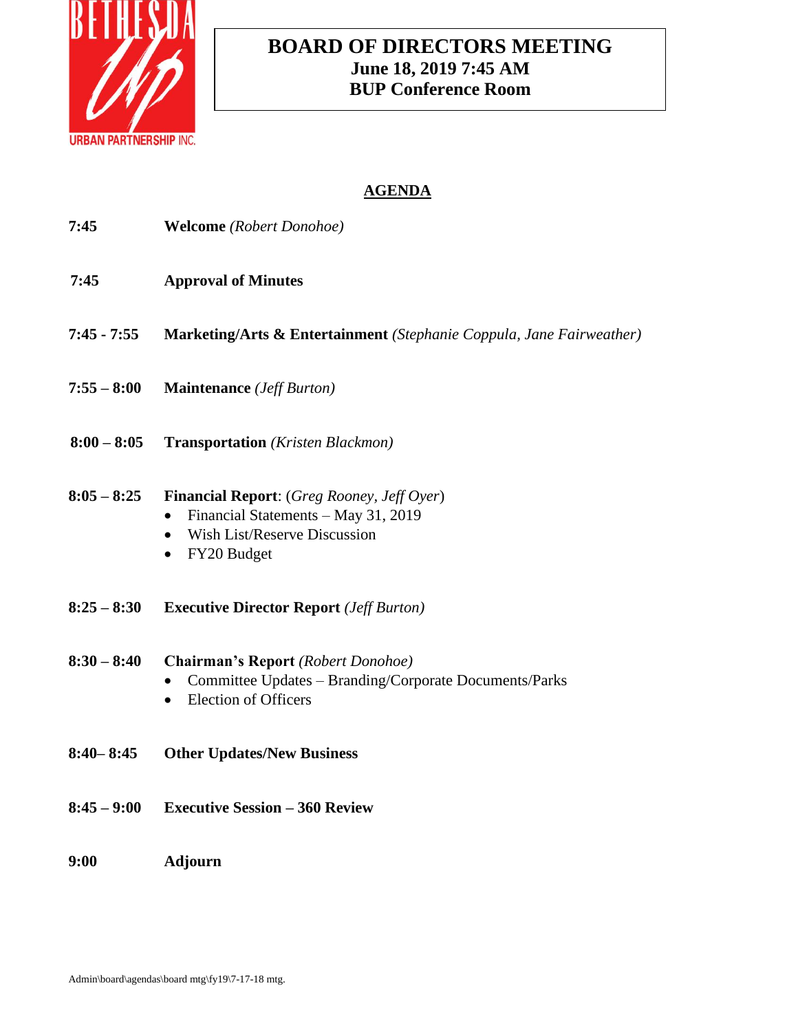# BOARD OF DIRECTORS MEETING
## June 18, 2019 7:45 AM
## BUP Conference Room

## AGENDA

**7:45** **Welcome** *(Robert Donohoe)*

**7:45** **Approval of Minutes**

**7:45 - 7:55** **Marketing/Arts & Entertainment** *(Stephanie Coppula, Jane Fairweather)*

**7:55 – 8:00** **Maintenance** *(Jeff Burton)*

**8:00 – 8:05** **Transportation** *(Kristen Blackmon)*

**8:05 – 8:25** **Financial Report**: (*Greg Rooney, Jeff Oyer*)

- Financial Statements – May 31, 2019
- Wish List/Reserve Discussion
- FY20 Budget

**8:25 – 8:30** **Executive Director Report** *(Jeff Burton)*

**8:30 – 8:40** **Chairman's Report** *(Robert Donohoe)*

- Committee Updates – Branding/Corporate Documents/Parks
- Election of Officers

**8:40– 8:45** **Other Updates/New Business**

**8:45 – 9:00** **Executive Session – 360 Review**

**9:00** **Adjourn**

Admin\board\agendas\board mtg\fy19\7-17-18 mtg.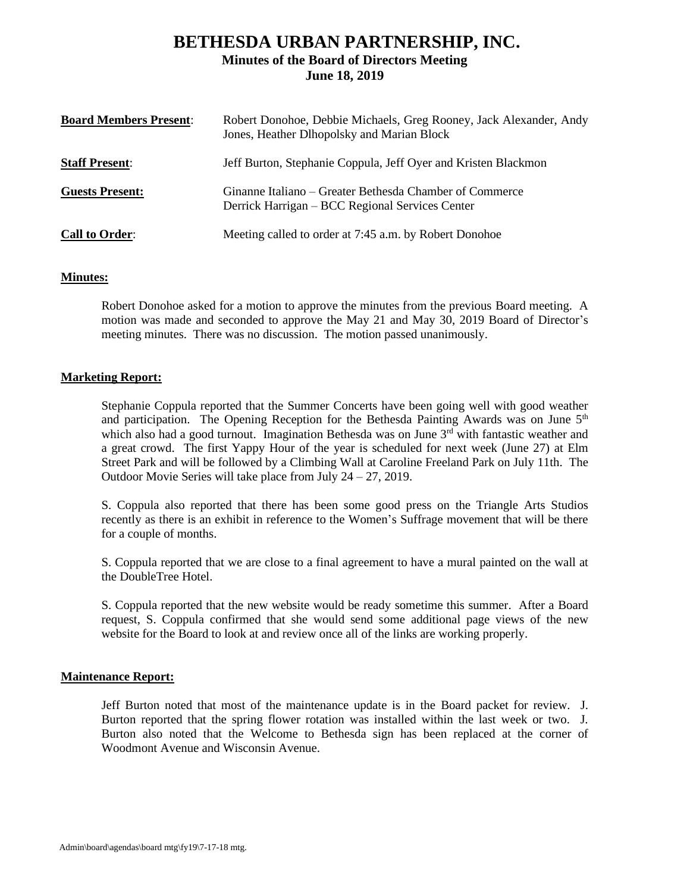# BETHESDA URBAN PARTNERSHIP, INC.

### Minutes of the Board of Directors Meeting
### June 18, 2019

| | |
|---|---|
| **Board Members Present**: | Robert Donohoe, Debbie Michaels, Greg Rooney, Jack Alexander, Andy Jones, Heather Dlhopolsky and Marian Block |
| **Staff Present**: | Jeff Burton, Stephanie Coppula, Jeff Oyer and Kristen Blackmon |
| **Guests Present:** | Ginanne Italiano – Greater Bethesda Chamber of Commerce<br>Derrick Harrigan – BCC Regional Services Center |
| **Call to Order**: | Meeting called to order at 7:45 a.m. by Robert Donohoe |

**Minutes:**

Robert Donohoe asked for a motion to approve the minutes from the previous Board meeting. A motion was made and seconded to approve the May 21 and May 30, 2019 Board of Director's meeting minutes. There was no discussion. The motion passed unanimously.

**Marketing Report:**

Stephanie Coppula reported that the Summer Concerts have been going well with good weather and participation. The Opening Reception for the Bethesda Painting Awards was on June 5th which also had a good turnout. Imagination Bethesda was on June 3rd with fantastic weather and a great crowd. The first Yappy Hour of the year is scheduled for next week (June 27) at Elm Street Park and will be followed by a Climbing Wall at Caroline Freeland Park on July 11th. The Outdoor Movie Series will take place from July 24 – 27, 2019.

S. Coppula also reported that there has been some good press on the Triangle Arts Studios recently as there is an exhibit in reference to the Women's Suffrage movement that will be there for a couple of months.

S. Coppula reported that we are close to a final agreement to have a mural painted on the wall at the DoubleTree Hotel.

S. Coppula reported that the new website would be ready sometime this summer. After a Board request, S. Coppula confirmed that she would send some additional page views of the new website for the Board to look at and review once all of the links are working properly.

**Maintenance Report:**

Jeff Burton noted that most of the maintenance update is in the Board packet for review. J. Burton reported that the spring flower rotation was installed within the last week or two. J. Burton also noted that the Welcome to Bethesda sign has been replaced at the corner of Woodmont Avenue and Wisconsin Avenue.

Admin\board\agendas\board mtg\fy19\7-17-18 mtg.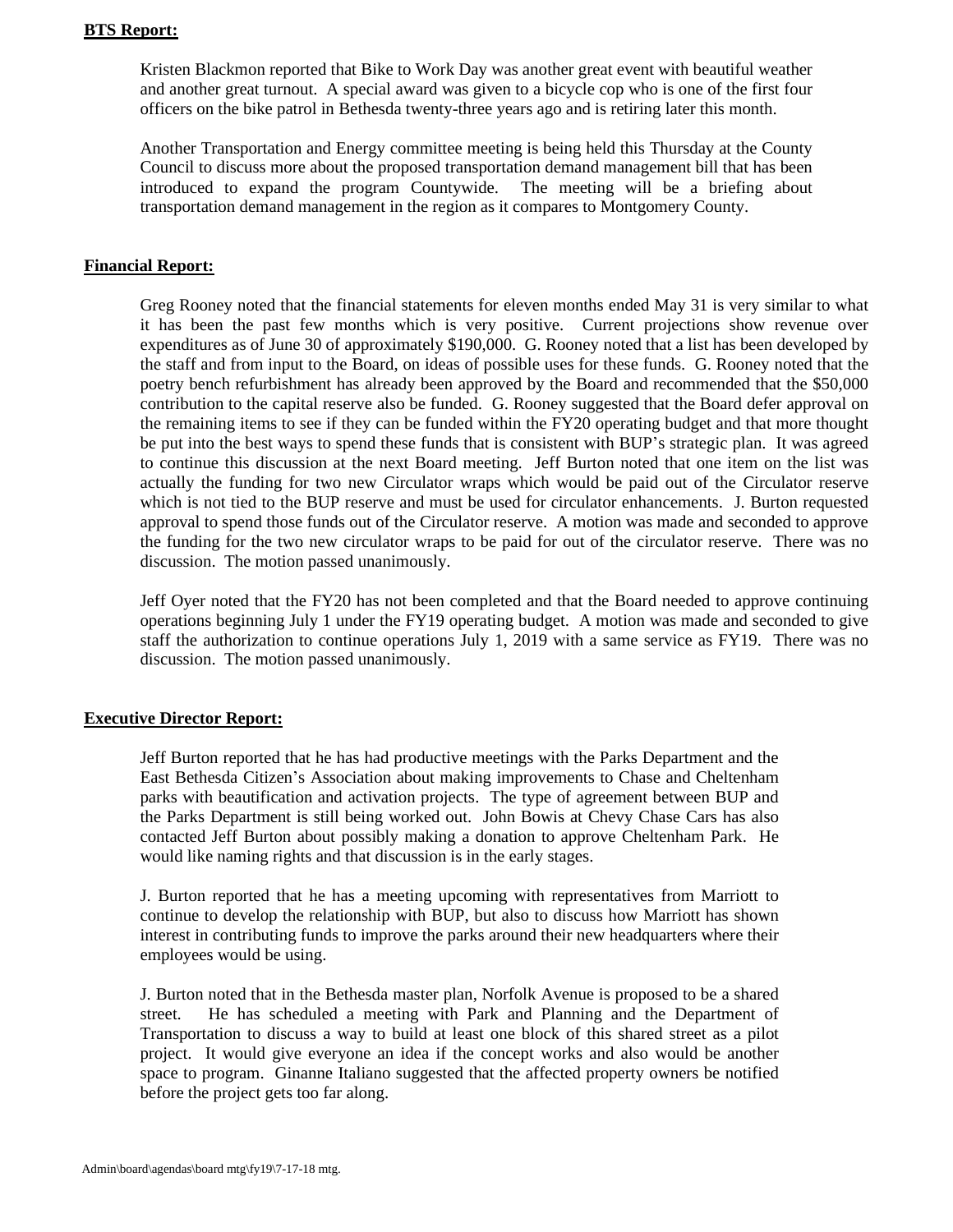**BTS Report:**

Kristen Blackmon reported that Bike to Work Day was another great event with beautiful weather and another great turnout. A special award was given to a bicycle cop who is one of the first four officers on the bike patrol in Bethesda twenty-three years ago and is retiring later this month.

Another Transportation and Energy committee meeting is being held this Thursday at the County Council to discuss more about the proposed transportation demand management bill that has been introduced to expand the program Countywide. The meeting will be a briefing about transportation demand management in the region as it compares to Montgomery County.

**Financial Report:**

Greg Rooney noted that the financial statements for eleven months ended May 31 is very similar to what it has been the past few months which is very positive. Current projections show revenue over expenditures as of June 30 of approximately $190,000. G. Rooney noted that a list has been developed by the staff and from input to the Board, on ideas of possible uses for these funds. G. Rooney noted that the poetry bench refurbishment has already been approved by the Board and recommended that the $50,000 contribution to the capital reserve also be funded. G. Rooney suggested that the Board defer approval on the remaining items to see if they can be funded within the FY20 operating budget and that more thought be put into the best ways to spend these funds that is consistent with BUP's strategic plan. It was agreed to continue this discussion at the next Board meeting. Jeff Burton noted that one item on the list was actually the funding for two new Circulator wraps which would be paid out of the Circulator reserve which is not tied to the BUP reserve and must be used for circulator enhancements. J. Burton requested approval to spend those funds out of the Circulator reserve. A motion was made and seconded to approve the funding for the two new circulator wraps to be paid for out of the circulator reserve. There was no discussion. The motion passed unanimously.

Jeff Oyer noted that the FY20 has not been completed and that the Board needed to approve continuing operations beginning July 1 under the FY19 operating budget. A motion was made and seconded to give staff the authorization to continue operations July 1, 2019 with a same service as FY19. There was no discussion. The motion passed unanimously.

**Executive Director Report:**

Jeff Burton reported that he has had productive meetings with the Parks Department and the East Bethesda Citizen's Association about making improvements to Chase and Cheltenham parks with beautification and activation projects. The type of agreement between BUP and the Parks Department is still being worked out. John Bowis at Chevy Chase Cars has also contacted Jeff Burton about possibly making a donation to approve Cheltenham Park. He would like naming rights and that discussion is in the early stages.

J. Burton reported that he has a meeting upcoming with representatives from Marriott to continue to develop the relationship with BUP, but also to discuss how Marriott has shown interest in contributing funds to improve the parks around their new headquarters where their employees would be using.

J. Burton noted that in the Bethesda master plan, Norfolk Avenue is proposed to be a shared street. He has scheduled a meeting with Park and Planning and the Department of Transportation to discuss a way to build at least one block of this shared street as a pilot project. It would give everyone an idea if the concept works and also would be another space to program. Ginanne Italiano suggested that the affected property owners be notified before the project gets too far along.

Admin\board\agendas\board mtg\fy19\7-17-18 mtg.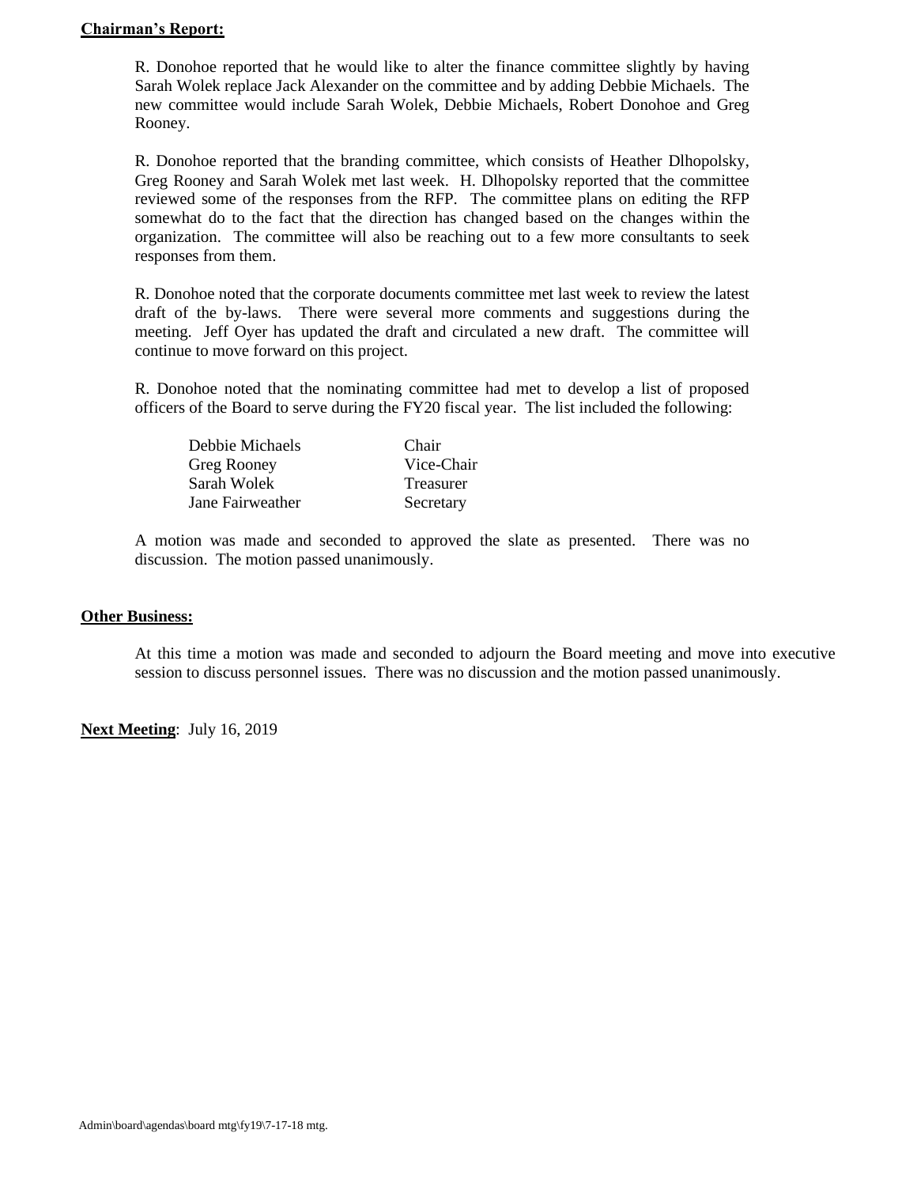**Chairman's Report:**

R. Donohoe reported that he would like to alter the finance committee slightly by having Sarah Wolek replace Jack Alexander on the committee and by adding Debbie Michaels. The new committee would include Sarah Wolek, Debbie Michaels, Robert Donohoe and Greg Rooney.

R. Donohoe reported that the branding committee, which consists of Heather Dlhopolsky, Greg Rooney and Sarah Wolek met last week. H. Dlhopolsky reported that the committee reviewed some of the responses from the RFP. The committee plans on editing the RFP somewhat do to the fact that the direction has changed based on the changes within the organization. The committee will also be reaching out to a few more consultants to seek responses from them.

R. Donohoe noted that the corporate documents committee met last week to review the latest draft of the by-laws. There were several more comments and suggestions during the meeting. Jeff Oyer has updated the draft and circulated a new draft. The committee will continue to move forward on this project.

R. Donohoe noted that the nominating committee had met to develop a list of proposed officers of the Board to serve during the FY20 fiscal year. The list included the following:

| | |
|---|---|
| Debbie Michaels | Chair |
| Greg Rooney | Vice-Chair |
| Sarah Wolek | Treasurer |
| Jane Fairweather | Secretary |

A motion was made and seconded to approved the slate as presented. There was no discussion. The motion passed unanimously.

**Other Business:**

At this time a motion was made and seconded to adjourn the Board meeting and move into executive session to discuss personnel issues. There was no discussion and the motion passed unanimously.

**Next Meeting**: July 16, 2019

Admin\board\agendas\board mtg\fy19\7-17-18 mtg.